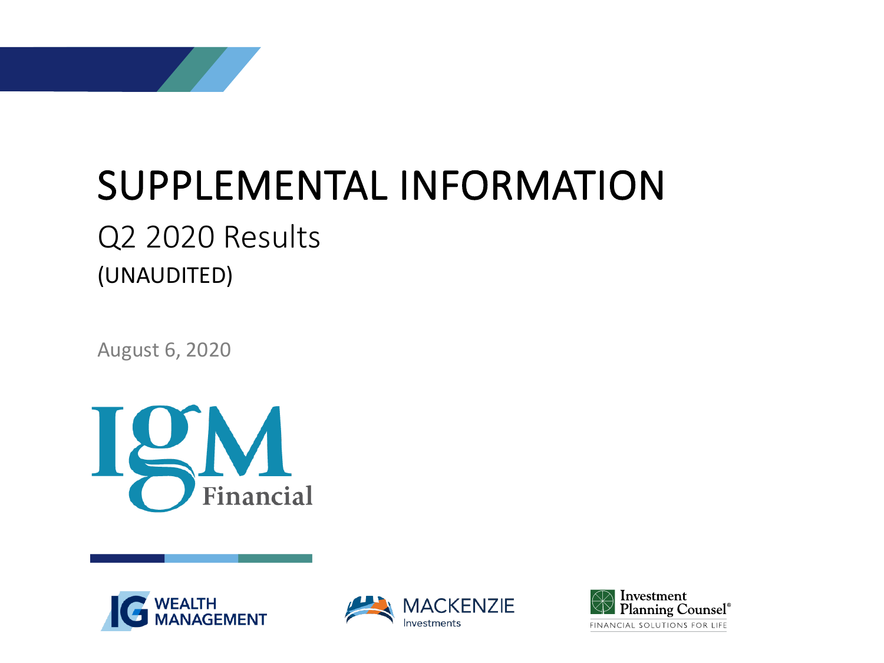# SUPPLEMENTAL INFORMATION

## Q2 2020 Results

(UNAUDITED)

August 6, 2020

IGM Financial

IG WEALTH MANAGEMENT

MACKENZIE Investments

Investment Planning Counsel®

FINANCIAL SOLUTIONS FOR LIFE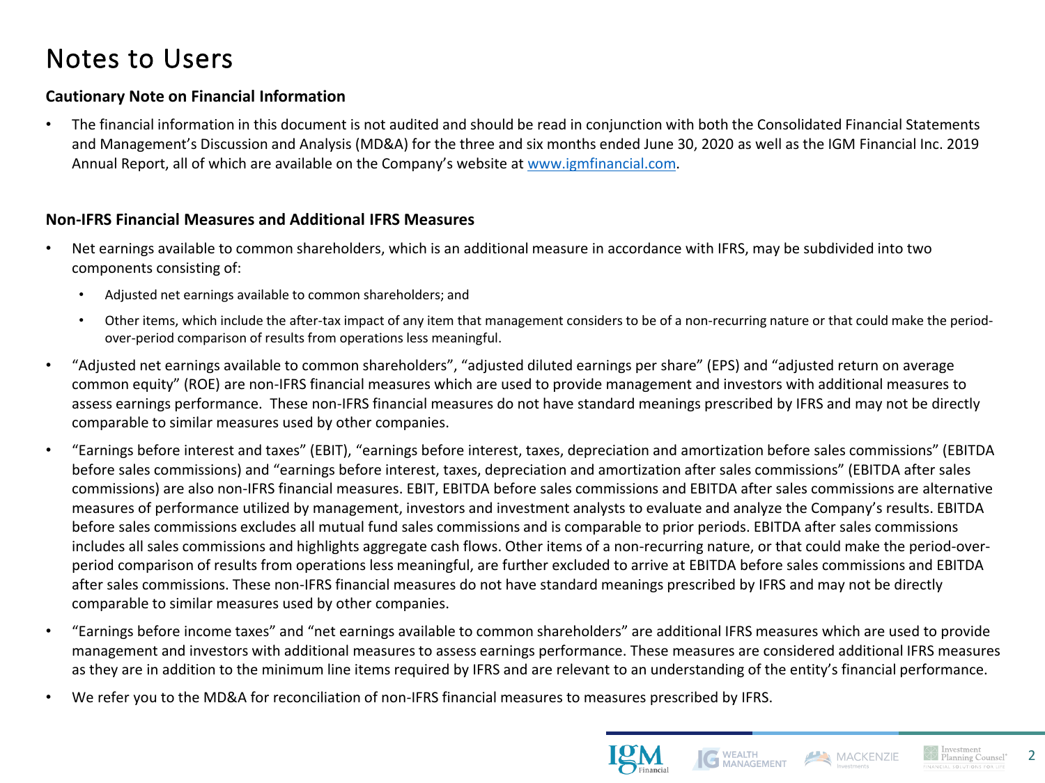# Notes to Users

**Cautionary Note on Financial Information**

- The financial information in this document is not audited and should be read in conjunction with both the Consolidated Financial Statements and Management's Discussion and Analysis (MD&A) for the three and six months ended June 30, 2020 as well as the IGM Financial Inc. 2019 Annual Report, all of which are available on the Company's website at www.igmfinancial.com.

**Non-IFRS Financial Measures and Additional IFRS Measures**

- Net earnings available to common shareholders, which is an additional measure in accordance with IFRS, may be subdivided into two components consisting of:
  - Adjusted net earnings available to common shareholders; and
  - Other items, which include the after-tax impact of any item that management considers to be of a non-recurring nature or that could make the period-over-period comparison of results from operations less meaningful.
- "Adjusted net earnings available to common shareholders", "adjusted diluted earnings per share" (EPS) and "adjusted return on average common equity" (ROE) are non-IFRS financial measures which are used to provide management and investors with additional measures to assess earnings performance. These non-IFRS financial measures do not have standard meanings prescribed by IFRS and may not be directly comparable to similar measures used by other companies.
- "Earnings before interest and taxes" (EBIT), "earnings before interest, taxes, depreciation and amortization before sales commissions" (EBITDA before sales commissions) and "earnings before interest, taxes, depreciation and amortization after sales commissions" (EBITDA after sales commissions) are also non-IFRS financial measures. EBIT, EBITDA before sales commissions and EBITDA after sales commissions are alternative measures of performance utilized by management, investors and investment analysts to evaluate and analyze the Company's results. EBITDA before sales commissions excludes all mutual fund sales commissions and is comparable to prior periods. EBITDA after sales commissions includes all sales commissions and highlights aggregate cash flows. Other items of a non-recurring nature, or that could make the period-over-period comparison of results from operations less meaningful, are further excluded to arrive at EBITDA before sales commissions and EBITDA after sales commissions. These non-IFRS financial measures do not have standard meanings prescribed by IFRS and may not be directly comparable to similar measures used by other companies.
- "Earnings before income taxes" and "net earnings available to common shareholders" are additional IFRS measures which are used to provide management and investors with additional measures to assess earnings performance. These measures are considered additional IFRS measures as they are in addition to the minimum line items required by IFRS and are relevant to an understanding of the entity's financial performance.
- We refer you to the MD&A for reconciliation of non-IFRS financial measures to measures prescribed by IFRS.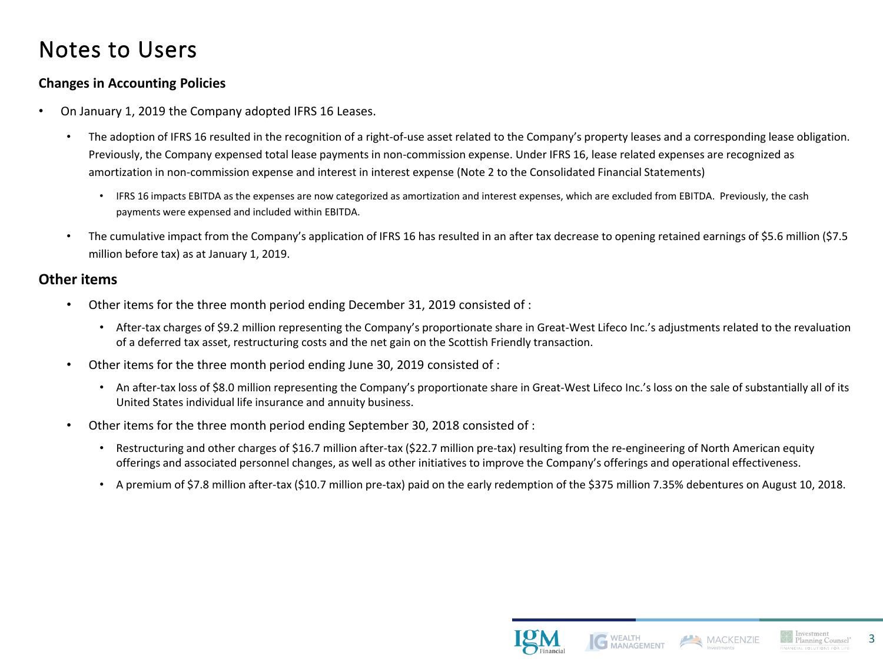# Notes to Users

**Changes in Accounting Policies**

- On January 1, 2019 the Company adopted IFRS 16 Leases.
  - The adoption of IFRS 16 resulted in the recognition of a right-of-use asset related to the Company's property leases and a corresponding lease obligation. Previously, the Company expensed total lease payments in non-commission expense. Under IFRS 16, lease related expenses are recognized as amortization in non-commission expense and interest in interest expense (Note 2 to the Consolidated Financial Statements)
    - IFRS 16 impacts EBITDA as the expenses are now categorized as amortization and interest expenses, which are excluded from EBITDA. Previously, the cash payments were expensed and included within EBITDA.
  - The cumulative impact from the Company's application of IFRS 16 has resulted in an after tax decrease to opening retained earnings of $5.6 million ($7.5 million before tax) as at January 1, 2019.

## Other items

- Other items for the three month period ending December 31, 2019 consisted of :
  - After-tax charges of $9.2 million representing the Company's proportionate share in Great-West Lifeco Inc.'s adjustments related to the revaluation of a deferred tax asset, restructuring costs and the net gain on the Scottish Friendly transaction.
- Other items for the three month period ending June 30, 2019 consisted of :
  - An after-tax loss of $8.0 million representing the Company's proportionate share in Great-West Lifeco Inc.'s loss on the sale of substantially all of its United States individual life insurance and annuity business.
- Other items for the three month period ending September 30, 2018 consisted of :
  - Restructuring and other charges of $16.7 million after-tax ($22.7 million pre-tax) resulting from the re-engineering of North American equity offerings and associated personnel changes, as well as other initiatives to improve the Company's offerings and operational effectiveness.
  - A premium of $7.8 million after-tax ($10.7 million pre-tax) paid on the early redemption of the $375 million 7.35% debentures on August 10, 2018.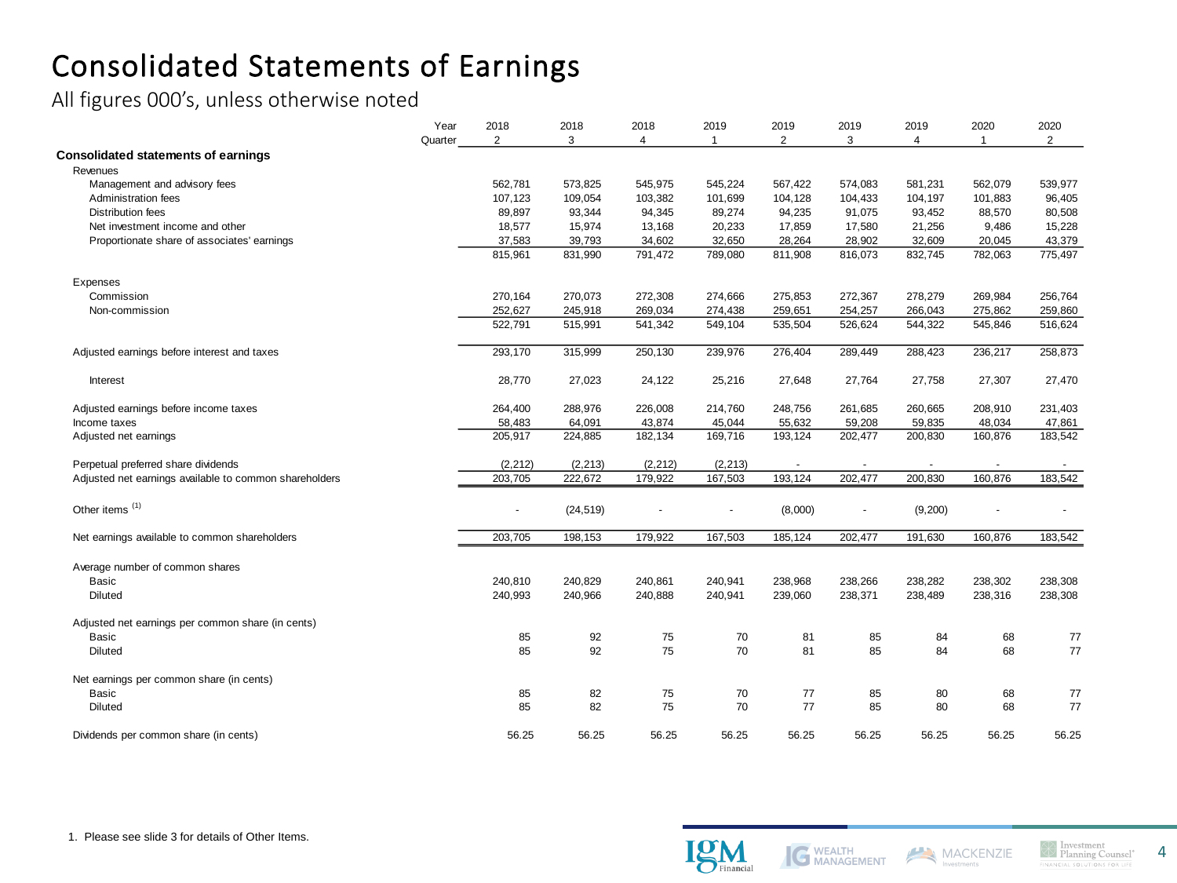# Consolidated Statements of Earnings

All figures 000's, unless otherwise noted

| Year | 2018 | 2018 | 2018 | 2019 | 2019 | 2019 | 2019 | 2020 | 2020 |
|---|---|---|---|---|---|---|---|---|---|
| Quarter | 2 | 3 | 4 | 1 | 2 | 3 | 4 | 1 | 2 |
| **Consolidated statements of earnings** | | | | | | | | | |
| Revenues | | | | | | | | | |
| Management and advisory fees | 562,781 | 573,825 | 545,975 | 545,224 | 567,422 | 574,083 | 581,231 | 562,079 | 539,977 |
| Administration fees | 107,123 | 109,054 | 103,382 | 101,699 | 104,128 | 104,433 | 104,197 | 101,883 | 96,405 |
| Distribution fees | 89,897 | 93,344 | 94,345 | 89,274 | 94,235 | 91,075 | 93,452 | 88,570 | 80,508 |
| Net investment income and other | 18,577 | 15,974 | 13,168 | 20,233 | 17,859 | 17,580 | 21,256 | 9,486 | 15,228 |
| Proportionate share of associates' earnings | 37,583 | 39,793 | 34,602 | 32,650 | 28,264 | 28,902 | 32,609 | 20,045 | 43,379 |
| | 815,961 | 831,990 | 791,472 | 789,080 | 811,908 | 816,073 | 832,745 | 782,063 | 775,497 |
| Expenses | | | | | | | | | |
| Commission | 270,164 | 270,073 | 272,308 | 274,666 | 275,853 | 272,367 | 278,279 | 269,984 | 256,764 |
| Non-commission | 252,627 | 245,918 | 269,034 | 274,438 | 259,651 | 254,257 | 266,043 | 275,862 | 259,860 |
| | 522,791 | 515,991 | 541,342 | 549,104 | 535,504 | 526,624 | 544,322 | 545,846 | 516,624 |
| Adjusted earnings before interest and taxes | 293,170 | 315,999 | 250,130 | 239,976 | 276,404 | 289,449 | 288,423 | 236,217 | 258,873 |
| Interest | 28,770 | 27,023 | 24,122 | 25,216 | 27,648 | 27,764 | 27,758 | 27,307 | 27,470 |
| Adjusted earnings before income taxes | 264,400 | 288,976 | 226,008 | 214,760 | 248,756 | 261,685 | 260,665 | 208,910 | 231,403 |
| Income taxes | 58,483 | 64,091 | 43,874 | 45,044 | 55,632 | 59,208 | 59,835 | 48,034 | 47,861 |
| Adjusted net earnings | 205,917 | 224,885 | 182,134 | 169,716 | 193,124 | 202,477 | 200,830 | 160,876 | 183,542 |
| Perpetual preferred share dividends | (2,212) | (2,213) | (2,212) | (2,213) | - | - | - | - | - |
| Adjusted net earnings available to common shareholders | 203,705 | 222,672 | 179,922 | 167,503 | 193,124 | 202,477 | 200,830 | 160,876 | 183,542 |
| Other items [1] | - | (24,519) | - | - | (8,000) | - | (9,200) | - | - |
| Net earnings available to common shareholders | 203,705 | 198,153 | 179,922 | 167,503 | 185,124 | 202,477 | 191,630 | 160,876 | 183,542 |
| Average number of common shares | | | | | | | | | |
| Basic | 240,810 | 240,829 | 240,861 | 240,941 | 238,968 | 238,266 | 238,282 | 238,302 | 238,308 |
| Diluted | 240,993 | 240,966 | 240,888 | 240,941 | 239,060 | 238,371 | 238,489 | 238,316 | 238,308 |
| Adjusted net earnings per common share (in cents) | | | | | | | | | |
| Basic | 85 | 92 | 75 | 70 | 81 | 85 | 84 | 68 | 77 |
| Diluted | 85 | 92 | 75 | 70 | 81 | 85 | 84 | 68 | 77 |
| Net earnings per common share (in cents) | | | | | | | | | |
| Basic | 85 | 82 | 75 | 70 | 77 | 85 | 80 | 68 | 77 |
| Diluted | 85 | 82 | 75 | 70 | 77 | 85 | 80 | 68 | 77 |
| Dividends per common share (in cents) | 56.25 | 56.25 | 56.25 | 56.25 | 56.25 | 56.25 | 56.25 | 56.25 | 56.25 |

1. Please see slide 3 for details of Other Items.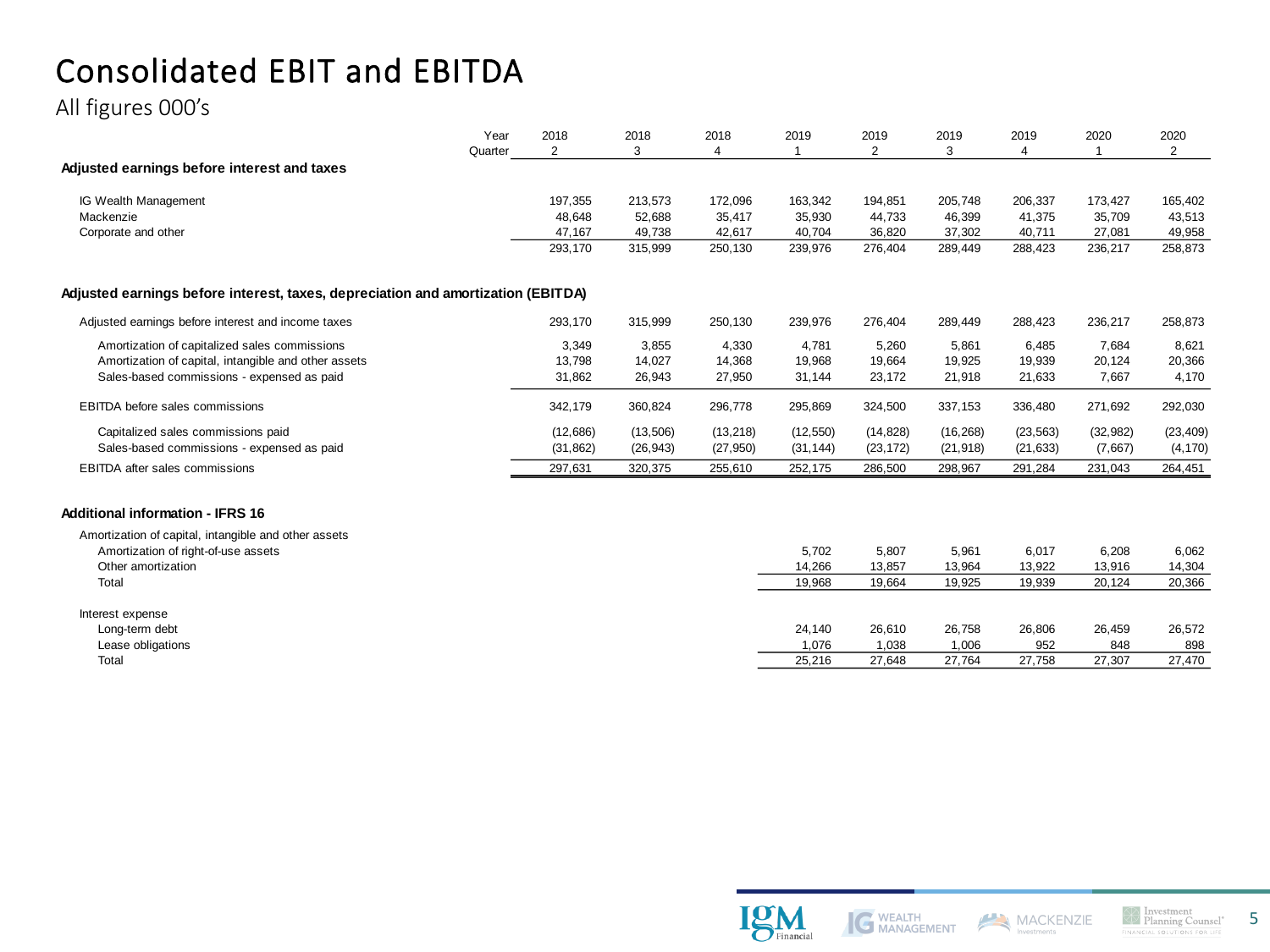# Consolidated EBIT and EBITDA

All figures 000's

| Year | 2018 | 2018 | 2018 | 2019 | 2019 | 2019 | 2019 | 2020 | 2020 |
|---|---|---|---|---|---|---|---|---|---|
| Quarter | 2 | 3 | 4 | 1 | 2 | 3 | 4 | 1 | 2 |
| **Adjusted earnings before interest and taxes** | | | | | | | | | |
| IG Wealth Management | 197,355 | 213,573 | 172,096 | 163,342 | 194,851 | 205,748 | 206,337 | 173,427 | 165,402 |
| Mackenzie | 48,648 | 52,688 | 35,417 | 35,930 | 44,733 | 46,399 | 41,375 | 35,709 | 43,513 |
| Corporate and other | 47,167 | 49,738 | 42,617 | 40,704 | 36,820 | 37,302 | 40,711 | 27,081 | 49,958 |
| | 293,170 | 315,999 | 250,130 | 239,976 | 276,404 | 289,449 | 288,423 | 236,217 | 258,873 |
| **Adjusted earnings before interest, taxes, depreciation and amortization (EBITDA)** | | | | | | | | | |
| Adjusted earnings before interest and income taxes | 293,170 | 315,999 | 250,130 | 239,976 | 276,404 | 289,449 | 288,423 | 236,217 | 258,873 |
| Amortization of capitalized sales commissions | 3,349 | 3,855 | 4,330 | 4,781 | 5,260 | 5,861 | 6,485 | 7,684 | 8,621 |
| Amortization of capital, intangible and other assets | 13,798 | 14,027 | 14,368 | 19,968 | 19,664 | 19,925 | 19,939 | 20,124 | 20,366 |
| Sales-based commissions - expensed as paid | 31,862 | 26,943 | 27,950 | 31,144 | 23,172 | 21,918 | 21,633 | 7,667 | 4,170 |
| EBITDA before sales commissions | 342,179 | 360,824 | 296,778 | 295,869 | 324,500 | 337,153 | 336,480 | 271,692 | 292,030 |
| Capitalized sales commissions paid | (12,686) | (13,506) | (13,218) | (12,550) | (14,828) | (16,268) | (23,563) | (32,982) | (23,409) |
| Sales-based commissions - expensed as paid | (31,862) | (26,943) | (27,950) | (31,144) | (23,172) | (21,918) | (21,633) | (7,667) | (4,170) |
| EBITDA after sales commissions | 297,631 | 320,375 | 255,610 | 252,175 | 286,500 | 298,967 | 291,284 | 231,043 | 264,451 |
| **Additional information - IFRS 16** | | | | | | | | | |
| Amortization of capital, intangible and other assets | | | | | | | | | |
| Amortization of right-of-use assets | | | | 5,702 | 5,807 | 5,961 | 6,017 | 6,208 | 6,062 |
| Other amortization | | | | 14,266 | 13,857 | 13,964 | 13,922 | 13,916 | 14,304 |
| Total | | | | 19,968 | 19,664 | 19,925 | 19,939 | 20,124 | 20,366 |
| Interest expense | | | | | | | | | |
| Long-term debt | | | | 24,140 | 26,610 | 26,758 | 26,806 | 26,459 | 26,572 |
| Lease obligations | | | | 1,076 | 1,038 | 1,006 | 952 | 848 | 898 |
| Total | | | | 25,216 | 27,648 | 27,764 | 27,758 | 27,307 | 27,470 |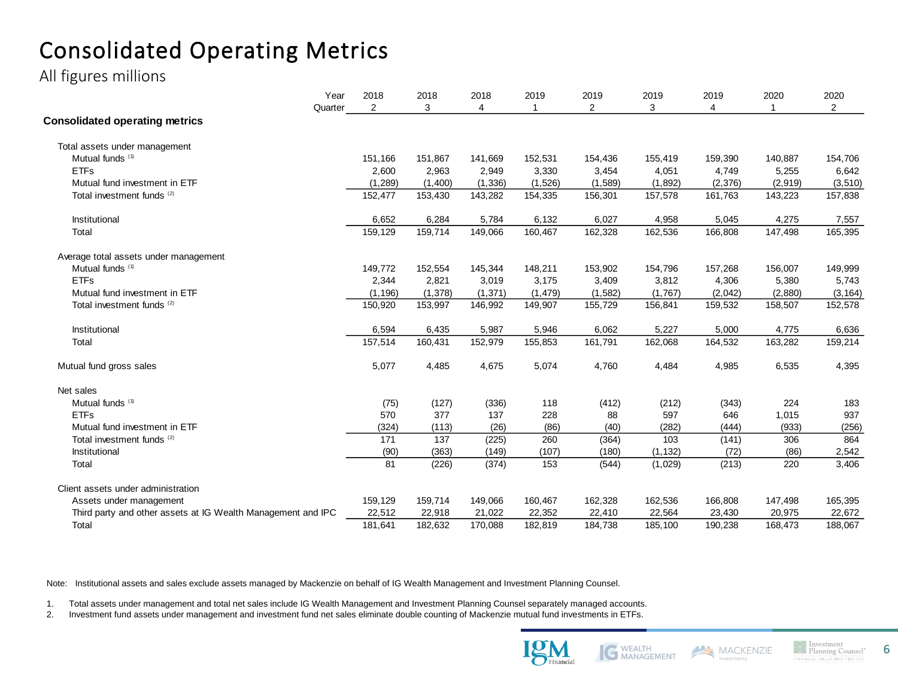# Consolidated Operating Metrics

All figures millions

| Year | 2018 | 2018 | 2018 | 2019 | 2019 | 2019 | 2019 | 2020 | 2020 |
|---|---|---|---|---|---|---|---|---|---|
| Quarter | 2 | 3 | 4 | 1 | 2 | 3 | 4 | 1 | 2 |
| **Consolidated operating metrics** | | | | | | | | | |
| Total assets under management | | | | | | | | | |
| Mutual funds [1] | 151,166 | 151,867 | 141,669 | 152,531 | 154,436 | 155,419 | 159,390 | 140,887 | 154,706 |
| ETFs | 2,600 | 2,963 | 2,949 | 3,330 | 3,454 | 4,051 | 4,749 | 5,255 | 6,642 |
| Mutual fund investment in ETF | (1,289) | (1,400) | (1,336) | (1,526) | (1,589) | (1,892) | (2,376) | (2,919) | (3,510) |
| Total investment funds [2] | 152,477 | 153,430 | 143,282 | 154,335 | 156,301 | 157,578 | 161,763 | 143,223 | 157,838 |
| Institutional | 6,652 | 6,284 | 5,784 | 6,132 | 6,027 | 4,958 | 5,045 | 4,275 | 7,557 |
| Total | 159,129 | 159,714 | 149,066 | 160,467 | 162,328 | 162,536 | 166,808 | 147,498 | 165,395 |
| Average total assets under management | | | | | | | | | |
| Mutual funds [1] | 149,772 | 152,554 | 145,344 | 148,211 | 153,902 | 154,796 | 157,268 | 156,007 | 149,999 |
| ETFs | 2,344 | 2,821 | 3,019 | 3,175 | 3,409 | 3,812 | 4,306 | 5,380 | 5,743 |
| Mutual fund investment in ETF | (1,196) | (1,378) | (1,371) | (1,479) | (1,582) | (1,767) | (2,042) | (2,880) | (3,164) |
| Total investment funds [2] | 150,920 | 153,997 | 146,992 | 149,907 | 155,729 | 156,841 | 159,532 | 158,507 | 152,578 |
| Institutional | 6,594 | 6,435 | 5,987 | 5,946 | 6,062 | 5,227 | 5,000 | 4,775 | 6,636 |
| Total | 157,514 | 160,431 | 152,979 | 155,853 | 161,791 | 162,068 | 164,532 | 163,282 | 159,214 |
| Mutual fund gross sales | 5,077 | 4,485 | 4,675 | 5,074 | 4,760 | 4,484 | 4,985 | 6,535 | 4,395 |
| Net sales | | | | | | | | | |
| Mutual funds [1] | (75) | (127) | (336) | 118 | (412) | (212) | (343) | 224 | 183 |
| ETFs | 570 | 377 | 137 | 228 | 88 | 597 | 646 | 1,015 | 937 |
| Mutual fund investment in ETF | (324) | (113) | (26) | (86) | (40) | (282) | (444) | (933) | (256) |
| Total investment funds [2] | 171 | 137 | (225) | 260 | (364) | 103 | (141) | 306 | 864 |
| Institutional | (90) | (363) | (149) | (107) | (180) | (1,132) | (72) | (86) | 2,542 |
| Total | 81 | (226) | (374) | 153 | (544) | (1,029) | (213) | 220 | 3,406 |
| Client assets under administration | | | | | | | | | |
| Assets under management | 159,129 | 159,714 | 149,066 | 160,467 | 162,328 | 162,536 | 166,808 | 147,498 | 165,395 |
| Third party and other assets at IG Wealth Management and IPC | 22,512 | 22,918 | 21,022 | 22,352 | 22,410 | 22,564 | 23,430 | 20,975 | 22,672 |
| Total | 181,641 | 182,632 | 170,088 | 182,819 | 184,738 | 185,100 | 190,238 | 168,473 | 188,067 |

Note: Institutional assets and sales exclude assets managed by Mackenzie on behalf of IG Wealth Management and Investment Planning Counsel.

1. Total assets under management and total net sales include IG Wealth Management and Investment Planning Counsel separately managed accounts.
2. Investment fund assets under management and investment fund net sales eliminate double counting of Mackenzie mutual fund investments in ETFs.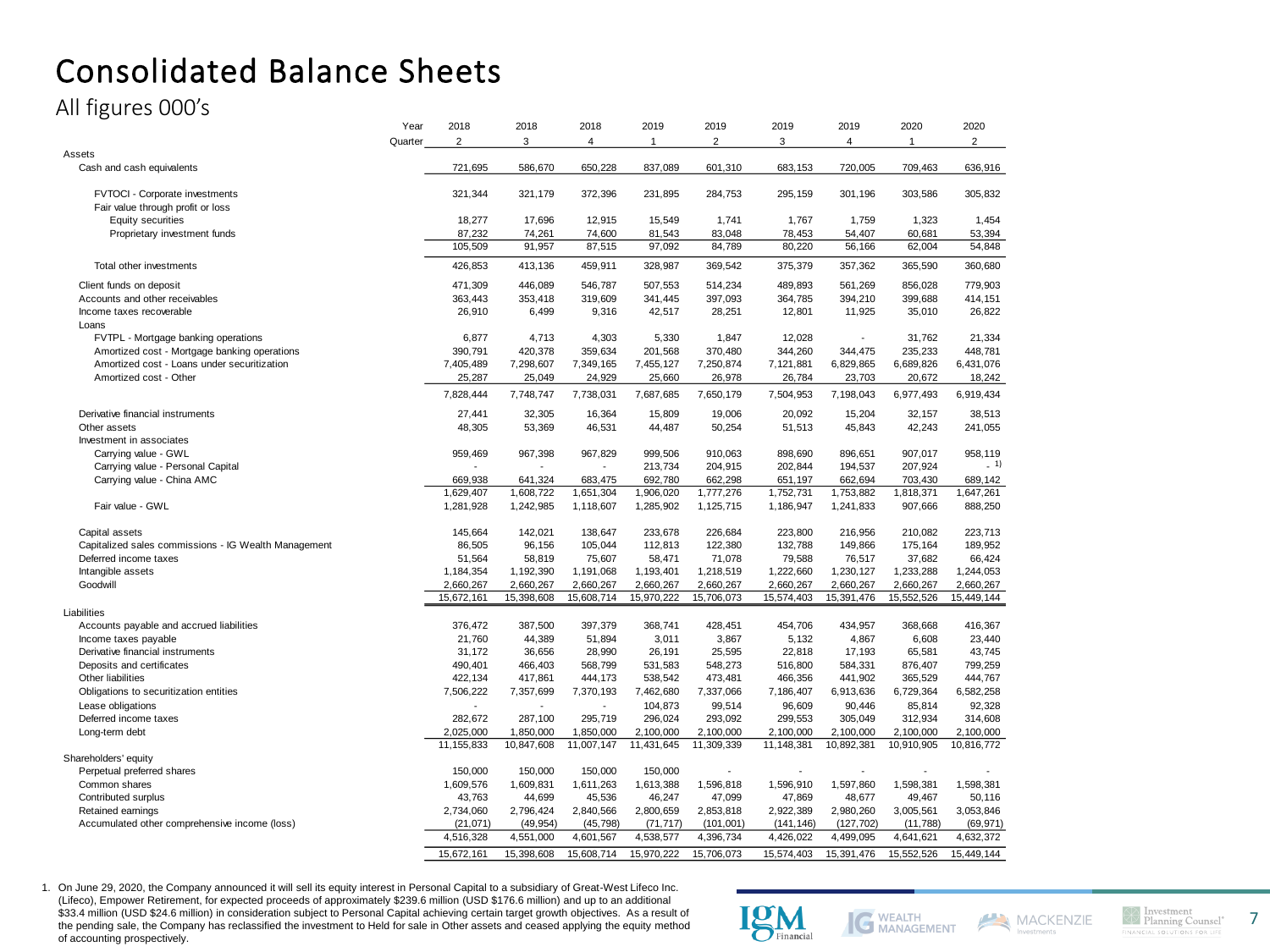# Consolidated Balance Sheets

All figures 000's

| Year | 2018 | 2018 | 2018 | 2019 | 2019 | 2019 | 2019 | 2020 | 2020 |
|---|---|---|---|---|---|---|---|---|---|
| Quarter | 2 | 3 | 4 | 1 | 2 | 3 | 4 | 1 | 2 |
| **Assets** | | | | | | | | | |
| Cash and cash equivalents | 721,695 | 586,670 | 650,228 | 837,089 | 601,310 | 683,153 | 720,005 | 709,463 | 636,916 |
| FVTOCI - Corporate investments | 321,344 | 321,179 | 372,396 | 231,895 | 284,753 | 295,159 | 301,196 | 303,586 | 305,832 |
| Fair value through profit or loss | | | | | | | | | |
| Equity securities | 18,277 | 17,696 | 12,915 | 15,549 | 1,741 | 1,767 | 1,759 | 1,323 | 1,454 |
| Proprietary investment funds | 87,232 | 74,261 | 74,600 | 81,543 | 83,048 | 78,453 | 54,407 | 60,681 | 53,394 |
| | 105,509 | 91,957 | 87,515 | 97,092 | 84,789 | 80,220 | 56,166 | 62,004 | 54,848 |
| Total other investments | 426,853 | 413,136 | 459,911 | 328,987 | 369,542 | 375,379 | 357,362 | 365,590 | 360,680 |
| Client funds on deposit | 471,309 | 446,089 | 546,787 | 507,553 | 514,234 | 489,893 | 561,269 | 856,028 | 779,903 |
| Accounts and other receivables | 363,443 | 353,418 | 319,609 | 341,445 | 397,093 | 364,785 | 394,210 | 399,688 | 414,151 |
| Income taxes recoverable | 26,910 | 6,499 | 9,316 | 42,517 | 28,251 | 12,801 | 11,925 | 35,010 | 26,822 |
| Loans | | | | | | | | | |
| FVTPL - Mortgage banking operations | 6,877 | 4,713 | 4,303 | 5,330 | 1,847 | 12,028 | - | 31,762 | 21,334 |
| Amortized cost - Mortgage banking operations | 390,791 | 420,378 | 359,634 | 201,568 | 370,480 | 344,260 | 344,475 | 235,233 | 448,781 |
| Amortized cost - Loans under securitization | 7,405,489 | 7,298,607 | 7,349,165 | 7,455,127 | 7,250,874 | 7,121,881 | 6,829,865 | 6,689,826 | 6,431,076 |
| Amortized cost - Other | 25,287 | 25,049 | 24,929 | 25,660 | 26,978 | 26,784 | 23,703 | 20,672 | 18,242 |
| | 7,828,444 | 7,748,747 | 7,738,031 | 7,687,685 | 7,650,179 | 7,504,953 | 7,198,043 | 6,977,493 | 6,919,434 |
| Derivative financial instruments | 27,441 | 32,305 | 16,364 | 15,809 | 19,006 | 20,092 | 15,204 | 32,157 | 38,513 |
| Other assets | 48,305 | 53,369 | 46,531 | 44,487 | 50,254 | 51,513 | 45,843 | 42,243 | 241,055 |
| Investment in associates | | | | | | | | | |
| Carrying value - GWL | 959,469 | 967,398 | 967,829 | 999,506 | 910,063 | 898,690 | 896,651 | 907,017 | 958,119 |
| Carrying value - Personal Capital | - | - | - | 213,734 | 204,915 | 202,844 | 194,537 | 207,924 | - [1] |
| Carrying value - China AMC | 669,938 | 641,324 | 683,475 | 692,780 | 662,298 | 651,197 | 662,694 | 703,430 | 689,142 |
| | 1,629,407 | 1,608,722 | 1,651,304 | 1,906,020 | 1,777,276 | 1,752,731 | 1,753,882 | 1,818,371 | 1,647,261 |
| Fair value - GWL | 1,281,928 | 1,242,985 | 1,118,607 | 1,285,902 | 1,125,715 | 1,186,947 | 1,241,833 | 907,666 | 888,250 |
| Capital assets | 145,664 | 142,021 | 138,647 | 233,678 | 226,684 | 223,800 | 216,956 | 210,082 | 223,713 |
| Capitalized sales commissions - IG Wealth Management | 86,505 | 96,156 | 105,044 | 112,813 | 122,380 | 132,788 | 149,866 | 175,164 | 189,952 |
| Deferred income taxes | 51,564 | 58,819 | 75,607 | 58,471 | 71,078 | 79,588 | 76,517 | 37,682 | 66,424 |
| Intangible assets | 1,184,354 | 1,192,390 | 1,191,068 | 1,193,401 | 1,218,519 | 1,222,660 | 1,230,127 | 1,233,288 | 1,244,053 |
| Goodwill | 2,660,267 | 2,660,267 | 2,660,267 | 2,660,267 | 2,660,267 | 2,660,267 | 2,660,267 | 2,660,267 | 2,660,267 |
| | 15,672,161 | 15,398,608 | 15,608,714 | 15,970,222 | 15,706,073 | 15,574,403 | 15,391,476 | 15,552,526 | 15,449,144 |
| **Liabilities** | | | | | | | | | |
| Accounts payable and accrued liabilities | 376,472 | 387,500 | 397,379 | 368,741 | 428,451 | 454,706 | 434,957 | 368,668 | 416,367 |
| Income taxes payable | 21,760 | 44,389 | 51,894 | 3,011 | 3,867 | 5,132 | 4,867 | 6,608 | 23,440 |
| Derivative financial instruments | 31,172 | 36,656 | 28,990 | 26,191 | 25,595 | 22,818 | 17,193 | 65,581 | 43,745 |
| Deposits and certificates | 490,401 | 466,403 | 568,799 | 531,583 | 548,273 | 516,800 | 584,331 | 876,407 | 799,259 |
| Other liabilities | 422,134 | 417,861 | 444,173 | 538,542 | 473,481 | 466,356 | 441,902 | 365,529 | 444,767 |
| Obligations to securitization entities | 7,506,222 | 7,357,699 | 7,370,193 | 7,462,680 | 7,337,066 | 7,186,407 | 6,913,636 | 6,729,364 | 6,582,258 |
| Lease obligations | - | - | - | 104,873 | 99,514 | 96,609 | 90,446 | 85,814 | 92,328 |
| Deferred income taxes | 282,672 | 287,100 | 295,719 | 296,024 | 293,092 | 299,553 | 305,049 | 312,934 | 314,608 |
| Long-term debt | 2,025,000 | 1,850,000 | 1,850,000 | 2,100,000 | 2,100,000 | 2,100,000 | 2,100,000 | 2,100,000 | 2,100,000 |
| | 11,155,833 | 10,847,608 | 11,007,147 | 11,431,645 | 11,309,339 | 11,148,381 | 10,892,381 | 10,910,905 | 10,816,772 |
| **Shareholders' equity** | | | | | | | | | |
| Perpetual preferred shares | 150,000 | 150,000 | 150,000 | 150,000 | - | - | - | - | - |
| Common shares | 1,609,576 | 1,609,831 | 1,611,263 | 1,613,388 | 1,596,818 | 1,596,910 | 1,597,860 | 1,598,381 | 1,598,381 |
| Contributed surplus | 43,763 | 44,699 | 45,536 | 46,247 | 47,099 | 47,869 | 48,677 | 49,467 | 50,116 |
| Retained earnings | 2,734,060 | 2,796,424 | 2,840,566 | 2,800,659 | 2,853,818 | 2,922,389 | 2,980,260 | 3,005,561 | 3,053,846 |
| Accumulated other comprehensive income (loss) | (21,071) | (49,954) | (45,798) | (71,717) | (101,001) | (141,146) | (127,702) | (11,788) | (69,971) |
| | 4,516,328 | 4,551,000 | 4,601,567 | 4,538,577 | 4,396,734 | 4,426,022 | 4,499,095 | 4,641,621 | 4,632,372 |
| | 15,672,161 | 15,398,608 | 15,608,714 | 15,970,222 | 15,706,073 | 15,574,403 | 15,391,476 | 15,552,526 | 15,449,144 |

1. On June 29, 2020, the Company announced it will sell its equity interest in Personal Capital to a subsidiary of Great-West Lifeco Inc. (Lifeco), Empower Retirement, for expected proceeds of approximately $239.6 million (USD $176.6 million) and up to an additional $33.4 million (USD $24.6 million) in consideration subject to Personal Capital achieving certain target growth objectives. As a result of the pending sale, the Company has reclassified the investment to Held for sale in Other assets and ceased applying the equity method of accounting prospectively.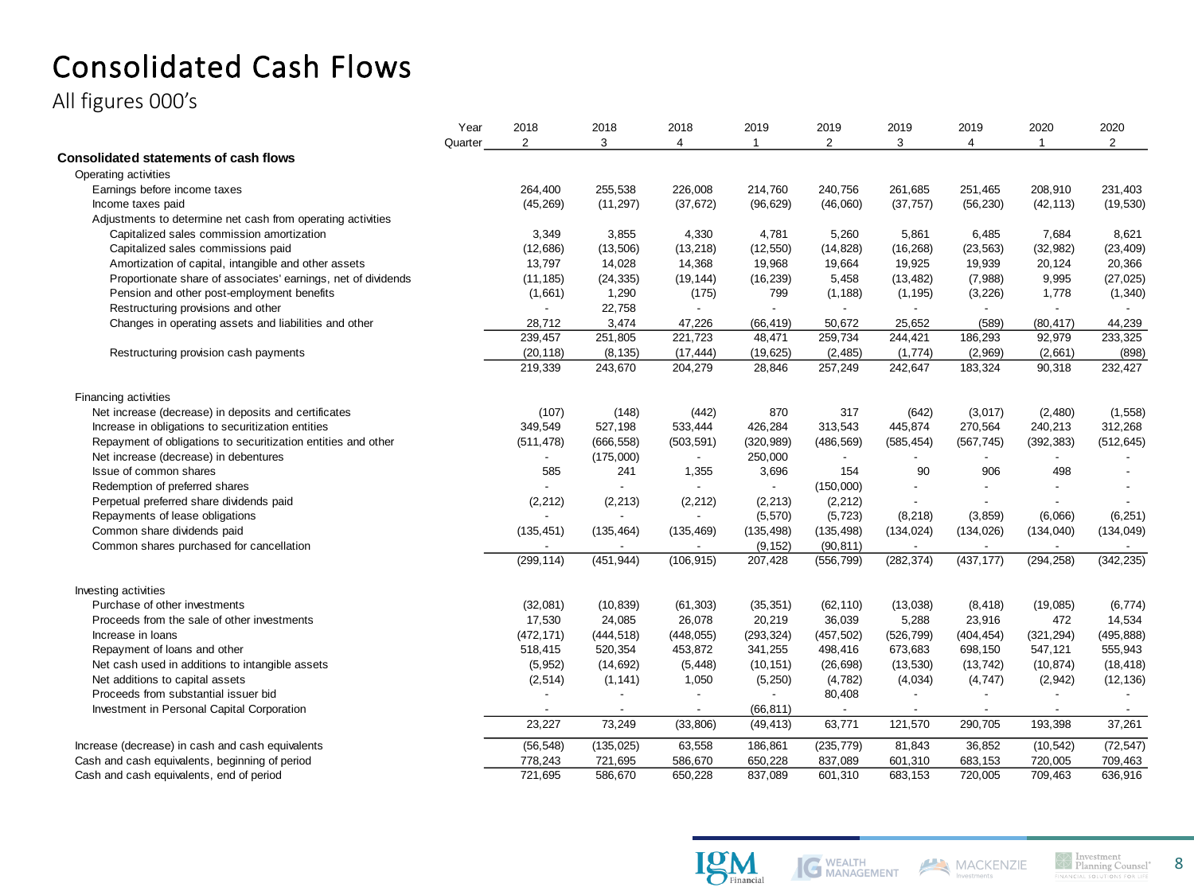# Consolidated Cash Flows

All figures 000's

| Year | 2018 | 2018 | 2018 | 2019 | 2019 | 2019 | 2019 | 2020 | 2020 |
|---|---|---|---|---|---|---|---|---|---|
| Quarter | 2 | 3 | 4 | 1 | 2 | 3 | 4 | 1 | 2 |
| **Consolidated statements of cash flows** | | | | | | | | | |
| Operating activities | | | | | | | | | |
| Earnings before income taxes | 264,400 | 255,538 | 226,008 | 214,760 | 240,756 | 261,685 | 251,465 | 208,910 | 231,403 |
| Income taxes paid | (45,269) | (11,297) | (37,672) | (96,629) | (46,060) | (37,757) | (56,230) | (42,113) | (19,530) |
| Adjustments to determine net cash from operating activities | | | | | | | | | |
| Capitalized sales commission amortization | 3,349 | 3,855 | 4,330 | 4,781 | 5,260 | 5,861 | 6,485 | 7,684 | 8,621 |
| Capitalized sales commissions paid | (12,686) | (13,506) | (13,218) | (12,550) | (14,828) | (16,268) | (23,563) | (32,982) | (23,409) |
| Amortization of capital, intangible and other assets | 13,797 | 14,028 | 14,368 | 19,968 | 19,664 | 19,925 | 19,939 | 20,124 | 20,366 |
| Proportionate share of associates' earnings, net of dividends | (11,185) | (24,335) | (19,144) | (16,239) | 5,458 | (13,482) | (7,988) | 9,995 | (27,025) |
| Pension and other post-employment benefits | (1,661) | 1,290 | (175) | 799 | (1,188) | (1,195) | (3,226) | 1,778 | (1,340) |
| Restructuring provisions and other | - | 22,758 | - | - | - | - | - | - | - |
| Changes in operating assets and liabilities and other | 28,712 | 3,474 | 47,226 | (66,419) | 50,672 | 25,652 | (589) | (80,417) | 44,239 |
| | 239,457 | 251,805 | 221,723 | 48,471 | 259,734 | 244,421 | 186,293 | 92,979 | 233,325 |
| Restructuring provision cash payments | (20,118) | (8,135) | (17,444) | (19,625) | (2,485) | (1,774) | (2,969) | (2,661) | (898) |
| | 219,339 | 243,670 | 204,279 | 28,846 | 257,249 | 242,647 | 183,324 | 90,318 | 232,427 |
| Financing activities | | | | | | | | | |
| Net increase (decrease) in deposits and certificates | (107) | (148) | (442) | 870 | 317 | (642) | (3,017) | (2,480) | (1,558) |
| Increase in obligations to securitization entities | 349,549 | 527,198 | 533,444 | 426,284 | 313,543 | 445,874 | 270,564 | 240,213 | 312,268 |
| Repayment of obligations to securitization entities and other | (511,478) | (666,558) | (503,591) | (320,989) | (486,569) | (585,454) | (567,745) | (392,383) | (512,645) |
| Net increase (decrease) in debentures | - | (175,000) | - | 250,000 | - | - | - | - | - |
| Issue of common shares | 585 | 241 | 1,355 | 3,696 | 154 | 90 | 906 | 498 | - |
| Redemption of preferred shares | - | - | - | - | (150,000) | - | - | - | - |
| Perpetual preferred share dividends paid | (2,212) | (2,213) | (2,212) | (2,213) | (2,212) | - | - | - | - |
| Repayments of lease obligations | - | - | - | (5,570) | (5,723) | (8,218) | (3,859) | (6,066) | (6,251) |
| Common share dividends paid | (135,451) | (135,464) | (135,469) | (135,498) | (135,498) | (134,024) | (134,026) | (134,040) | (134,049) |
| Common shares purchased for cancellation | - | - | - | (9,152) | (90,811) | - | - | - | - |
| | (299,114) | (451,944) | (106,915) | 207,428 | (556,799) | (282,374) | (437,177) | (294,258) | (342,235) |
| Investing activities | | | | | | | | | |
| Purchase of other investments | (32,081) | (10,839) | (61,303) | (35,351) | (62,110) | (13,038) | (8,418) | (19,085) | (6,774) |
| Proceeds from the sale of other investments | 17,530 | 24,085 | 26,078 | 20,219 | 36,039 | 5,288 | 23,916 | 472 | 14,534 |
| Increase in loans | (472,171) | (444,518) | (448,055) | (293,324) | (457,502) | (526,799) | (404,454) | (321,294) | (495,888) |
| Repayment of loans and other | 518,415 | 520,354 | 453,872 | 341,255 | 498,416 | 673,683 | 698,150 | 547,121 | 555,943 |
| Net cash used in additions to intangible assets | (5,952) | (14,692) | (5,448) | (10,151) | (26,698) | (13,530) | (13,742) | (10,874) | (18,418) |
| Net additions to capital assets | (2,514) | (1,141) | 1,050 | (5,250) | (4,782) | (4,034) | (4,747) | (2,942) | (12,136) |
| Proceeds from substantial issuer bid | - | - | - | - | 80,408 | - | - | - | - |
| Investment in Personal Capital Corporation | - | - | - | (66,811) | - | - | - | - | - |
| | 23,227 | 73,249 | (33,806) | (49,413) | 63,771 | 121,570 | 290,705 | 193,398 | 37,261 |
| Increase (decrease) in cash and cash equivalents | (56,548) | (135,025) | 63,558 | 186,861 | (235,779) | 81,843 | 36,852 | (10,542) | (72,547) |
| Cash and cash equivalents, beginning of period | 778,243 | 721,695 | 586,670 | 650,228 | 837,089 | 601,310 | 683,153 | 720,005 | 709,463 |
| Cash and cash equivalents, end of period | 721,695 | 586,670 | 650,228 | 837,089 | 601,310 | 683,153 | 720,005 | 709,463 | 636,916 |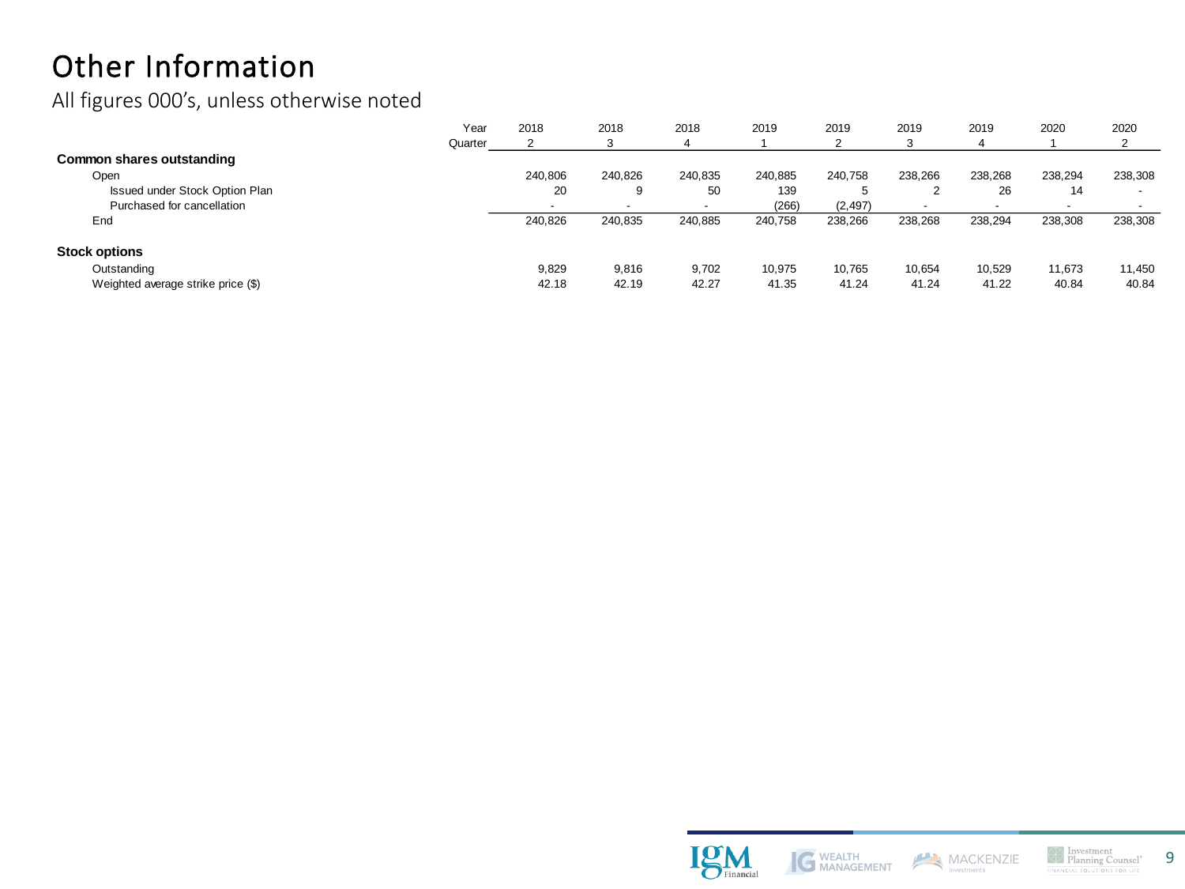# Other Information

All figures 000's, unless otherwise noted

| Year | 2018 | 2018 | 2018 | 2019 | 2019 | 2019 | 2019 | 2020 | 2020 |
|---|---|---|---|---|---|---|---|---|---|
| Quarter | 2 | 3 | 4 | 1 | 2 | 3 | 4 | 1 | 2 |
| **Common shares outstanding** | | | | | | | | | |
| Open | 240,806 | 240,826 | 240,835 | 240,885 | 240,758 | 238,266 | 238,268 | 238,294 | 238,308 |
| Issued under Stock Option Plan | 20 | 9 | 50 | 139 | 5 | 2 | 26 | 14 | - |
| Purchased for cancellation | - | - | - | (266) | (2,497) | - | - | - | - |
| End | 240,826 | 240,835 | 240,885 | 240,758 | 238,266 | 238,268 | 238,294 | 238,308 | 238,308 |
| **Stock options** | | | | | | | | | |
| Outstanding | 9,829 | 9,816 | 9,702 | 10,975 | 10,765 | 10,654 | 10,529 | 11,673 | 11,450 |
| Weighted average strike price ($) | 42.18 | 42.19 | 42.27 | 41.35 | 41.24 | 41.24 | 41.22 | 40.84 | 40.84 |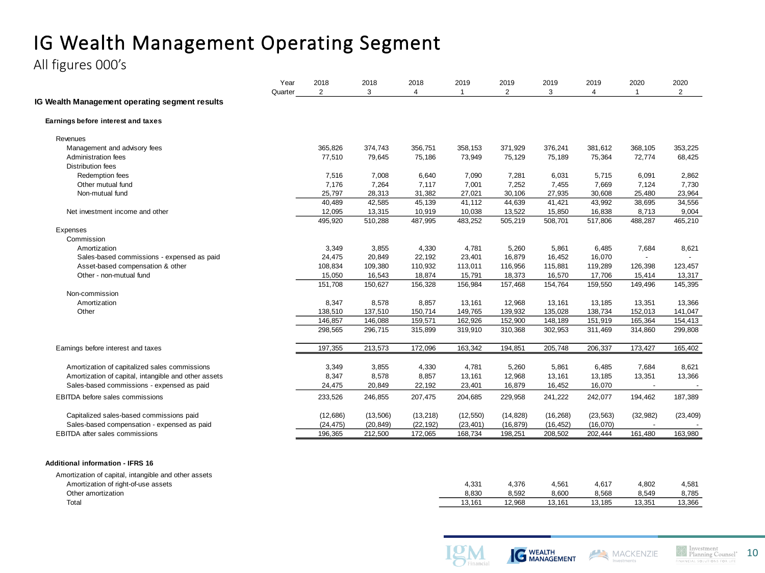# IG Wealth Management Operating Segment

All figures 000's

| Year | 2018 | 2018 | 2018 | 2019 | 2019 | 2019 | 2019 | 2020 | 2020 |
|---|---|---|---|---|---|---|---|---|---|
| Quarter | 2 | 3 | 4 | 1 | 2 | 3 | 4 | 1 | 2 |
| **IG Wealth Management operating segment results** | | | | | | | | | |
| **Earnings before interest and taxes** | | | | | | | | | |
| Revenues | | | | | | | | | |
| Management and advisory fees | 365,826 | 374,743 | 356,751 | 358,153 | 371,929 | 376,241 | 381,612 | 368,105 | 353,225 |
| Administration fees | 77,510 | 79,645 | 75,186 | 73,949 | 75,129 | 75,189 | 75,364 | 72,774 | 68,425 |
| Distribution fees | | | | | | | | | |
| Redemption fees | 7,516 | 7,008 | 6,640 | 7,090 | 7,281 | 6,031 | 5,715 | 6,091 | 2,862 |
| Other mutual fund | 7,176 | 7,264 | 7,117 | 7,001 | 7,252 | 7,455 | 7,669 | 7,124 | 7,730 |
| Non-mutual fund | 25,797 | 28,313 | 31,382 | 27,021 | 30,106 | 27,935 | 30,608 | 25,480 | 23,964 |
| | 40,489 | 42,585 | 45,139 | 41,112 | 44,639 | 41,421 | 43,992 | 38,695 | 34,556 |
| Net investment income and other | 12,095 | 13,315 | 10,919 | 10,038 | 13,522 | 15,850 | 16,838 | 8,713 | 9,004 |
| | 495,920 | 510,288 | 487,995 | 483,252 | 505,219 | 508,701 | 517,806 | 488,287 | 465,210 |
| Expenses | | | | | | | | | |
| Commission | | | | | | | | | |
| Amortization | 3,349 | 3,855 | 4,330 | 4,781 | 5,260 | 5,861 | 6,485 | 7,684 | 8,621 |
| Sales-based commissions - expensed as paid | 24,475 | 20,849 | 22,192 | 23,401 | 16,879 | 16,452 | 16,070 | - | - |
| Asset-based compensation & other | 108,834 | 109,380 | 110,932 | 113,011 | 116,956 | 115,881 | 119,289 | 126,398 | 123,457 |
| Other - non-mutual fund | 15,050 | 16,543 | 18,874 | 15,791 | 18,373 | 16,570 | 17,706 | 15,414 | 13,317 |
| | 151,708 | 150,627 | 156,328 | 156,984 | 157,468 | 154,764 | 159,550 | 149,496 | 145,395 |
| Non-commission | | | | | | | | | |
| Amortization | 8,347 | 8,578 | 8,857 | 13,161 | 12,968 | 13,161 | 13,185 | 13,351 | 13,366 |
| Other | 138,510 | 137,510 | 150,714 | 149,765 | 139,932 | 135,028 | 138,734 | 152,013 | 141,047 |
| | 146,857 | 146,088 | 159,571 | 162,926 | 152,900 | 148,189 | 151,919 | 165,364 | 154,413 |
| | 298,565 | 296,715 | 315,899 | 319,910 | 310,368 | 302,953 | 311,469 | 314,860 | 299,808 |
| Earnings before interest and taxes | 197,355 | 213,573 | 172,096 | 163,342 | 194,851 | 205,748 | 206,337 | 173,427 | 165,402 |
| Amortization of capitalized sales commissions | 3,349 | 3,855 | 4,330 | 4,781 | 5,260 | 5,861 | 6,485 | 7,684 | 8,621 |
| Amortization of capital, intangible and other assets | 8,347 | 8,578 | 8,857 | 13,161 | 12,968 | 13,161 | 13,185 | 13,351 | 13,366 |
| Sales-based commissions - expensed as paid | 24,475 | 20,849 | 22,192 | 23,401 | 16,879 | 16,452 | 16,070 | - | - |
| EBITDA before sales commissions | 233,526 | 246,855 | 207,475 | 204,685 | 229,958 | 241,222 | 242,077 | 194,462 | 187,389 |
| Capitalized sales-based commissions paid | (12,686) | (13,506) | (13,218) | (12,550) | (14,828) | (16,268) | (23,563) | (32,982) | (23,409) |
| Sales-based compensation - expensed as paid | (24,475) | (20,849) | (22,192) | (23,401) | (16,879) | (16,452) | (16,070) | - | - |
| EBITDA after sales commissions | 196,365 | 212,500 | 172,065 | 168,734 | 198,251 | 208,502 | 202,444 | 161,480 | 163,980 |
| | | | | | | | | | |
| **Additional information - IFRS 16** | | | | | | | | | |
| Amortization of capital, intangible and other assets | | | | | | | | | |
| Amortization of right-of-use assets | | | | 4,331 | 4,376 | 4,561 | 4,617 | 4,802 | 4,581 |
| Other amortization | | | | 8,830 | 8,592 | 8,600 | 8,568 | 8,549 | 8,785 |
| Total | | | | 13,161 | 12,968 | 13,161 | 13,185 | 13,351 | 13,366 |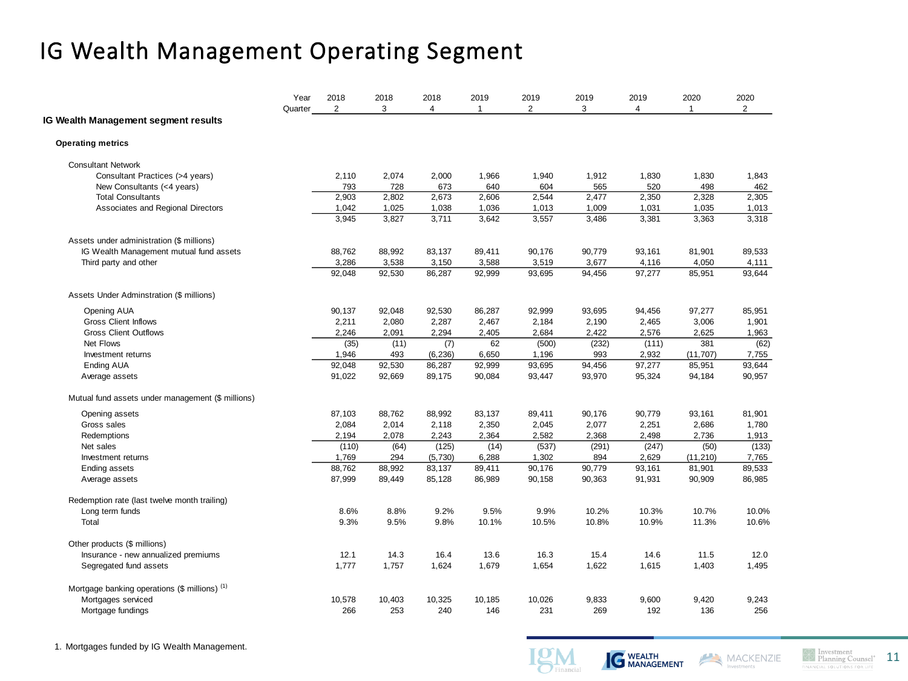# IG Wealth Management Operating Segment

| | 2018 Q2 | 2018 Q3 | 2018 Q4 | 2019 Q1 | 2019 Q2 | 2019 Q3 | 2019 Q4 | 2020 Q1 | 2020 Q2 |
|---|---|---|---|---|---|---|---|---|---|
| **IG Wealth Management segment results** | | | | | | | | | |
| **Operating metrics** | | | | | | | | | |
| Consultant Network | | | | | | | | | |
| Consultant Practices (>4 years) | 2,110 | 2,074 | 2,000 | 1,966 | 1,940 | 1,912 | 1,830 | 1,830 | 1,843 |
| New Consultants (<4 years) | 793 | 728 | 673 | 640 | 604 | 565 | 520 | 498 | 462 |
| Total Consultants | 2,903 | 2,802 | 2,673 | 2,606 | 2,544 | 2,477 | 2,350 | 2,328 | 2,305 |
| Associates and Regional Directors | 1,042 | 1,025 | 1,038 | 1,036 | 1,013 | 1,009 | 1,031 | 1,035 | 1,013 |
| | 3,945 | 3,827 | 3,711 | 3,642 | 3,557 | 3,486 | 3,381 | 3,363 | 3,318 |
| Assets under administration ($ millions) | | | | | | | | | |
| IG Wealth Management mutual fund assets | 88,762 | 88,992 | 83,137 | 89,411 | 90,176 | 90,779 | 93,161 | 81,901 | 89,533 |
| Third party and other | 3,286 | 3,538 | 3,150 | 3,588 | 3,519 | 3,677 | 4,116 | 4,050 | 4,111 |
| | 92,048 | 92,530 | 86,287 | 92,999 | 93,695 | 94,456 | 97,277 | 85,951 | 93,644 |
| Assets Under Adminstration ($ millions) | | | | | | | | | |
| Opening AUA | 90,137 | 92,048 | 92,530 | 86,287 | 92,999 | 93,695 | 94,456 | 97,277 | 85,951 |
| Gross Client Inflows | 2,211 | 2,080 | 2,287 | 2,467 | 2,184 | 2,190 | 2,465 | 3,006 | 1,901 |
| Gross Client Outflows | 2,246 | 2,091 | 2,294 | 2,405 | 2,684 | 2,422 | 2,576 | 2,625 | 1,963 |
| Net Flows | (35) | (11) | (7) | 62 | (500) | (232) | (111) | 381 | (62) |
| Investment returns | 1,946 | 493 | (6,236) | 6,650 | 1,196 | 993 | 2,932 | (11,707) | 7,755 |
| Ending AUA | 92,048 | 92,530 | 86,287 | 92,999 | 93,695 | 94,456 | 97,277 | 85,951 | 93,644 |
| Average assets | 91,022 | 92,669 | 89,175 | 90,084 | 93,447 | 93,970 | 95,324 | 94,184 | 90,957 |
| Mutual fund assets under management ($ millions) | | | | | | | | | |
| Opening assets | 87,103 | 88,762 | 88,992 | 83,137 | 89,411 | 90,176 | 90,779 | 93,161 | 81,901 |
| Gross sales | 2,084 | 2,014 | 2,118 | 2,350 | 2,045 | 2,077 | 2,251 | 2,686 | 1,780 |
| Redemptions | 2,194 | 2,078 | 2,243 | 2,364 | 2,582 | 2,368 | 2,498 | 2,736 | 1,913 |
| Net sales | (110) | (64) | (125) | (14) | (537) | (291) | (247) | (50) | (133) |
| Investment returns | 1,769 | 294 | (5,730) | 6,288 | 1,302 | 894 | 2,629 | (11,210) | 7,765 |
| Ending assets | 88,762 | 88,992 | 83,137 | 89,411 | 90,176 | 90,779 | 93,161 | 81,901 | 89,533 |
| Average assets | 87,999 | 89,449 | 85,128 | 86,989 | 90,158 | 90,363 | 91,931 | 90,909 | 86,985 |
| Redemption rate (last twelve month trailing) | | | | | | | | | |
| Long term funds | 8.6% | 8.8% | 9.2% | 9.5% | 9.9% | 10.2% | 10.3% | 10.7% | 10.0% |
| Total | 9.3% | 9.5% | 9.8% | 10.1% | 10.5% | 10.8% | 10.9% | 11.3% | 10.6% |
| Other products ($ millions) | | | | | | | | | |
| Insurance - new annualized premiums | 12.1 | 14.3 | 16.4 | 13.6 | 16.3 | 15.4 | 14.6 | 11.5 | 12.0 |
| Segregated fund assets | 1,777 | 1,757 | 1,624 | 1,679 | 1,654 | 1,622 | 1,615 | 1,403 | 1,495 |
| Mortgage banking operations ($ millions) [1] | | | | | | | | | |
| Mortgages serviced | 10,578 | 10,403 | 10,325 | 10,185 | 10,026 | 9,833 | 9,600 | 9,420 | 9,243 |
| Mortgage fundings | 266 | 253 | 240 | 146 | 231 | 269 | 192 | 136 | 256 |

1. Mortgages funded by IG Wealth Management.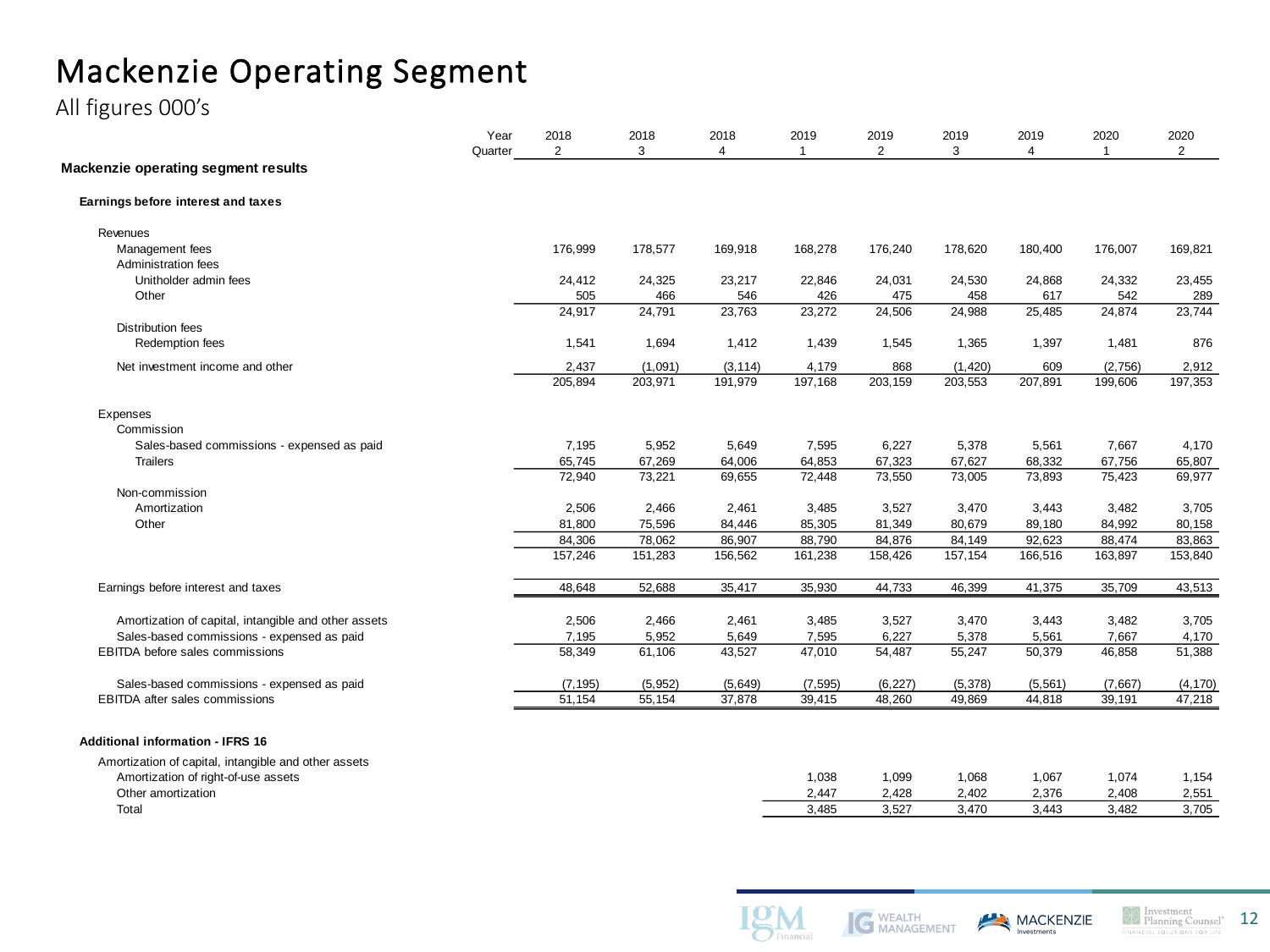# Mackenzie Operating Segment

All figures 000's

| Year | 2018 | 2018 | 2018 | 2019 | 2019 | 2019 | 2019 | 2020 | 2020 |
|---|---|---|---|---|---|---|---|---|---|
| Quarter | 2 | 3 | 4 | 1 | 2 | 3 | 4 | 1 | 2 |
| **Mackenzie operating segment results** | | | | | | | | | |
| **Earnings before interest and taxes** | | | | | | | | | |
| Revenues | | | | | | | | | |
| Management fees | 176,999 | 178,577 | 169,918 | 168,278 | 176,240 | 178,620 | 180,400 | 176,007 | 169,821 |
| Administration fees | | | | | | | | | |
| Unitholder admin fees | 24,412 | 24,325 | 23,217 | 22,846 | 24,031 | 24,530 | 24,868 | 24,332 | 23,455 |
| Other | 505 | 466 | 546 | 426 | 475 | 458 | 617 | 542 | 289 |
| | 24,917 | 24,791 | 23,763 | 23,272 | 24,506 | 24,988 | 25,485 | 24,874 | 23,744 |
| Distribution fees | | | | | | | | | |
| Redemption fees | 1,541 | 1,694 | 1,412 | 1,439 | 1,545 | 1,365 | 1,397 | 1,481 | 876 |
| Net investment income and other | 2,437 | (1,091) | (3,114) | 4,179 | 868 | (1,420) | 609 | (2,756) | 2,912 |
| | 205,894 | 203,971 | 191,979 | 197,168 | 203,159 | 203,553 | 207,891 | 199,606 | 197,353 |
| Expenses | | | | | | | | | |
| Commission | | | | | | | | | |
| Sales-based commissions - expensed as paid | 7,195 | 5,952 | 5,649 | 7,595 | 6,227 | 5,378 | 5,561 | 7,667 | 4,170 |
| Trailers | 65,745 | 67,269 | 64,006 | 64,853 | 67,323 | 67,627 | 68,332 | 67,756 | 65,807 |
| | 72,940 | 73,221 | 69,655 | 72,448 | 73,550 | 73,005 | 73,893 | 75,423 | 69,977 |
| Non-commission | | | | | | | | | |
| Amortization | 2,506 | 2,466 | 2,461 | 3,485 | 3,527 | 3,470 | 3,443 | 3,482 | 3,705 |
| Other | 81,800 | 75,596 | 84,446 | 85,305 | 81,349 | 80,679 | 89,180 | 84,992 | 80,158 |
| | 84,306 | 78,062 | 86,907 | 88,790 | 84,876 | 84,149 | 92,623 | 88,474 | 83,863 |
| | 157,246 | 151,283 | 156,562 | 161,238 | 158,426 | 157,154 | 166,516 | 163,897 | 153,840 |
| Earnings before interest and taxes | 48,648 | 52,688 | 35,417 | 35,930 | 44,733 | 46,399 | 41,375 | 35,709 | 43,513 |
| Amortization of capital, intangible and other assets | 2,506 | 2,466 | 2,461 | 3,485 | 3,527 | 3,470 | 3,443 | 3,482 | 3,705 |
| Sales-based commissions - expensed as paid | 7,195 | 5,952 | 5,649 | 7,595 | 6,227 | 5,378 | 5,561 | 7,667 | 4,170 |
| EBITDA before sales commissions | 58,349 | 61,106 | 43,527 | 47,010 | 54,487 | 55,247 | 50,379 | 46,858 | 51,388 |
| Sales-based commissions - expensed as paid | (7,195) | (5,952) | (5,649) | (7,595) | (6,227) | (5,378) | (5,561) | (7,667) | (4,170) |
| EBITDA after sales commissions | 51,154 | 55,154 | 37,878 | 39,415 | 48,260 | 49,869 | 44,818 | 39,191 | 47,218 |
| **Additional information - IFRS 16** | | | | | | | | | |
| Amortization of capital, intangible and other assets | | | | | | | | | |
| Amortization of right-of-use assets | | | | 1,038 | 1,099 | 1,068 | 1,067 | 1,074 | 1,154 |
| Other amortization | | | | 2,447 | 2,428 | 2,402 | 2,376 | 2,408 | 2,551 |
| Total | | | | 3,485 | 3,527 | 3,470 | 3,443 | 3,482 | 3,705 |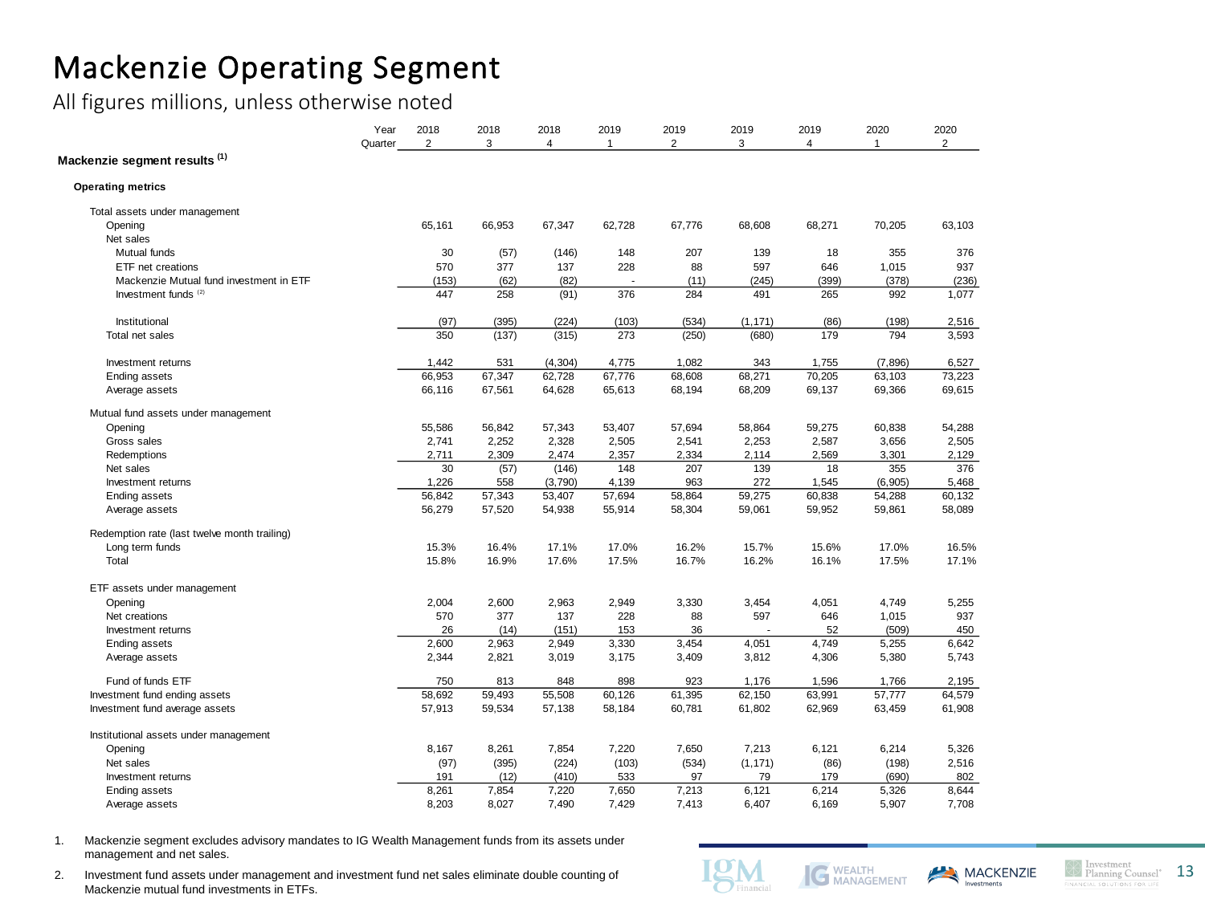# Mackenzie Operating Segment

All figures millions, unless otherwise noted

| Year | 2018 | 2018 | 2018 | 2019 | 2019 | 2019 | 2019 | 2020 | 2020 |
|---|---|---|---|---|---|---|---|---|---|
| Quarter | 2 | 3 | 4 | 1 | 2 | 3 | 4 | 1 | 2 |
| **Mackenzie segment results [1]** | | | | | | | | | |
| **Operating metrics** | | | | | | | | | |
| Total assets under management | | | | | | | | | |
| Opening | 65,161 | 66,953 | 67,347 | 62,728 | 67,776 | 68,608 | 68,271 | 70,205 | 63,103 |
| Net sales | | | | | | | | | |
| Mutual funds | 30 | (57) | (146) | 148 | 207 | 139 | 18 | 355 | 376 |
| ETF net creations | 570 | 377 | 137 | 228 | 88 | 597 | 646 | 1,015 | 937 |
| Mackenzie Mutual fund investment in ETF | (153) | (62) | (82) | - | (11) | (245) | (399) | (378) | (236) |
| Investment funds [2] | 447 | 258 | (91) | 376 | 284 | 491 | 265 | 992 | 1,077 |
| Institutional | (97) | (395) | (224) | (103) | (534) | (1,171) | (86) | (198) | 2,516 |
| Total net sales | 350 | (137) | (315) | 273 | (250) | (680) | 179 | 794 | 3,593 |
| Investment returns | 1,442 | 531 | (4,304) | 4,775 | 1,082 | 343 | 1,755 | (7,896) | 6,527 |
| Ending assets | 66,953 | 67,347 | 62,728 | 67,776 | 68,608 | 68,271 | 70,205 | 63,103 | 73,223 |
| Average assets | 66,116 | 67,561 | 64,628 | 65,613 | 68,194 | 68,209 | 69,137 | 69,366 | 69,615 |
| Mutual fund assets under management | | | | | | | | | |
| Opening | 55,586 | 56,842 | 57,343 | 53,407 | 57,694 | 58,864 | 59,275 | 60,838 | 54,288 |
| Gross sales | 2,741 | 2,252 | 2,328 | 2,505 | 2,541 | 2,253 | 2,587 | 3,656 | 2,505 |
| Redemptions | 2,711 | 2,309 | 2,474 | 2,357 | 2,334 | 2,114 | 2,569 | 3,301 | 2,129 |
| Net sales | 30 | (57) | (146) | 148 | 207 | 139 | 18 | 355 | 376 |
| Investment returns | 1,226 | 558 | (3,790) | 4,139 | 963 | 272 | 1,545 | (6,905) | 5,468 |
| Ending assets | 56,842 | 57,343 | 53,407 | 57,694 | 58,864 | 59,275 | 60,838 | 54,288 | 60,132 |
| Average assets | 56,279 | 57,520 | 54,938 | 55,914 | 58,304 | 59,061 | 59,952 | 59,861 | 58,089 |
| Redemption rate (last twelve month trailing) | | | | | | | | | |
| Long term funds | 15.3% | 16.4% | 17.1% | 17.0% | 16.2% | 15.7% | 15.6% | 17.0% | 16.5% |
| Total | 15.8% | 16.9% | 17.6% | 17.5% | 16.7% | 16.2% | 16.1% | 17.5% | 17.1% |
| ETF assets under management | | | | | | | | | |
| Opening | 2,004 | 2,600 | 2,963 | 2,949 | 3,330 | 3,454 | 4,051 | 4,749 | 5,255 |
| Net creations | 570 | 377 | 137 | 228 | 88 | 597 | 646 | 1,015 | 937 |
| Investment returns | 26 | (14) | (151) | 153 | 36 | - | 52 | (509) | 450 |
| Ending assets | 2,600 | 2,963 | 2,949 | 3,330 | 3,454 | 4,051 | 4,749 | 5,255 | 6,642 |
| Average assets | 2,344 | 2,821 | 3,019 | 3,175 | 3,409 | 3,812 | 4,306 | 5,380 | 5,743 |
| Fund of funds ETF | 750 | 813 | 848 | 898 | 923 | 1,176 | 1,596 | 1,766 | 2,195 |
| Investment fund ending assets | 58,692 | 59,493 | 55,508 | 60,126 | 61,395 | 62,150 | 63,991 | 57,777 | 64,579 |
| Investment fund average assets | 57,913 | 59,534 | 57,138 | 58,184 | 60,781 | 61,802 | 62,969 | 63,459 | 61,908 |
| Institutional assets under management | | | | | | | | | |
| Opening | 8,167 | 8,261 | 7,854 | 7,220 | 7,650 | 7,213 | 6,121 | 6,214 | 5,326 |
| Net sales | (97) | (395) | (224) | (103) | (534) | (1,171) | (86) | (198) | 2,516 |
| Investment returns | 191 | (12) | (410) | 533 | 97 | 79 | 179 | (690) | 802 |
| Ending assets | 8,261 | 7,854 | 7,220 | 7,650 | 7,213 | 6,121 | 6,214 | 5,326 | 8,644 |
| Average assets | 8,203 | 8,027 | 7,490 | 7,429 | 7,413 | 6,407 | 6,169 | 5,907 | 7,708 |

1. Mackenzie segment excludes advisory mandates to IG Wealth Management funds from its assets under management and net sales.
2. Investment fund assets under management and investment fund net sales eliminate double counting of Mackenzie mutual fund investments in ETFs.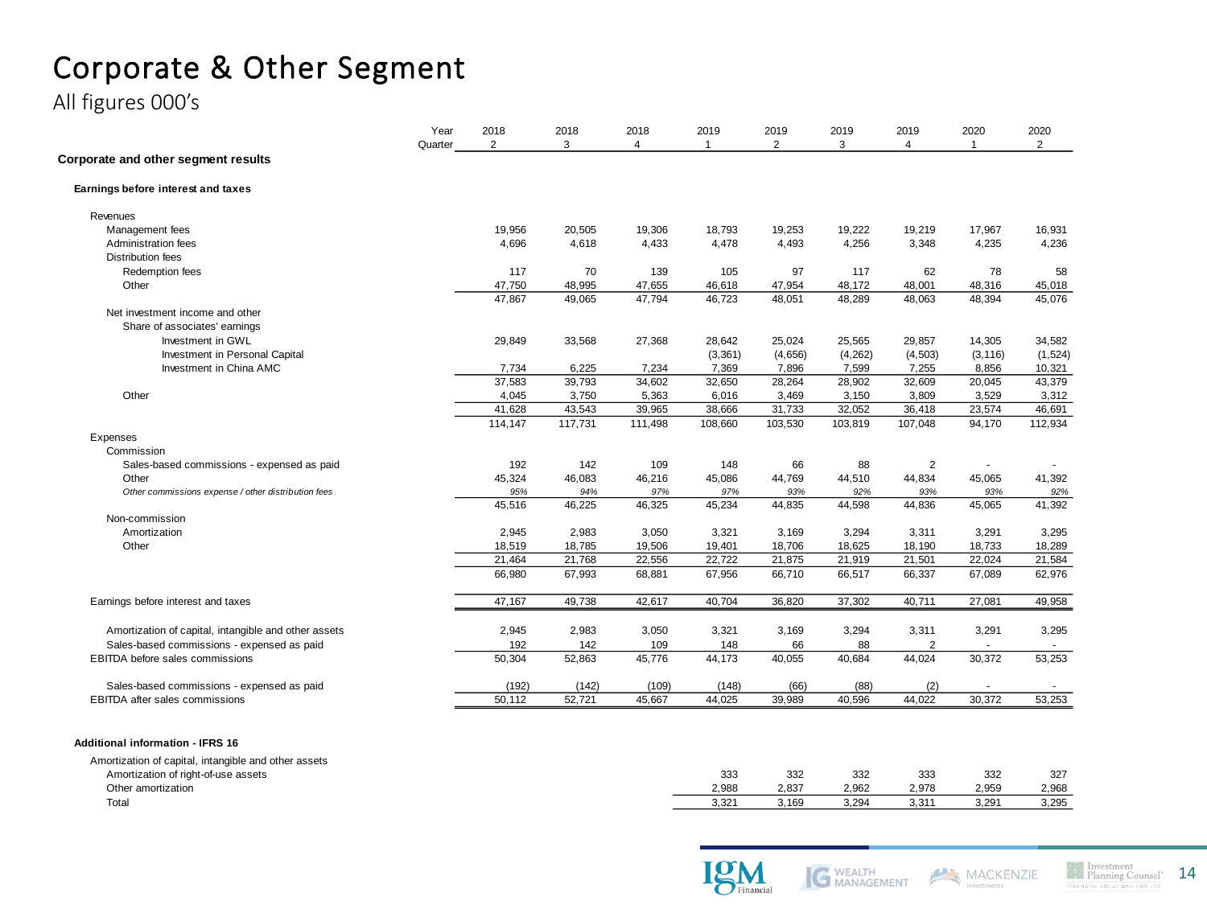# Corporate & Other Segment

All figures 000's

| Year | 2018 | 2018 | 2018 | 2019 | 2019 | 2019 | 2019 | 2020 | 2020 |
|---|---|---|---|---|---|---|---|---|---|
| Quarter | 2 | 3 | 4 | 1 | 2 | 3 | 4 | 1 | 2 |
| **Corporate and other segment results** | | | | | | | | | |
| **Earnings before interest and taxes** | | | | | | | | | |
| Revenues | | | | | | | | | |
| Management fees | 19,956 | 20,505 | 19,306 | 18,793 | 19,253 | 19,222 | 19,219 | 17,967 | 16,931 |
| Administration fees | 4,696 | 4,618 | 4,433 | 4,478 | 4,493 | 4,256 | 3,348 | 4,235 | 4,236 |
| Distribution fees | | | | | | | | | |
| Redemption fees | 117 | 70 | 139 | 105 | 97 | 117 | 62 | 78 | 58 |
| Other | 47,750 | 48,995 | 47,655 | 46,618 | 47,954 | 48,172 | 48,001 | 48,316 | 45,018 |
| | 47,867 | 49,065 | 47,794 | 46,723 | 48,051 | 48,289 | 48,063 | 48,394 | 45,076 |
| Net investment income and other | | | | | | | | | |
| Share of associates' earnings | | | | | | | | | |
| Investment in GWL | 29,849 | 33,568 | 27,368 | 28,642 | 25,024 | 25,565 | 29,857 | 14,305 | 34,582 |
| Investment in Personal Capital | | | | (3,361) | (4,656) | (4,262) | (4,503) | (3,116) | (1,524) |
| Investment in China AMC | 7,734 | 6,225 | 7,234 | 7,369 | 7,896 | 7,599 | 7,255 | 8,856 | 10,321 |
| | 37,583 | 39,793 | 34,602 | 32,650 | 28,264 | 28,902 | 32,609 | 20,045 | 43,379 |
| Other | 4,045 | 3,750 | 5,363 | 6,016 | 3,469 | 3,150 | 3,809 | 3,529 | 3,312 |
| | 41,628 | 43,543 | 39,965 | 38,666 | 31,733 | 32,052 | 36,418 | 23,574 | 46,691 |
| | 114,147 | 117,731 | 111,498 | 108,660 | 103,530 | 103,819 | 107,048 | 94,170 | 112,934 |
| Expenses | | | | | | | | | |
| Commission | | | | | | | | | |
| Sales-based commissions - expensed as paid | 192 | 142 | 109 | 148 | 66 | 88 | 2 | - | - |
| Other | 45,324 | 46,083 | 46,216 | 45,086 | 44,769 | 44,510 | 44,834 | 45,065 | 41,392 |
| *Other commissions expense / other distribution fees* | *95%* | *94%* | *97%* | *97%* | *93%* | *92%* | *93%* | *93%* | *92%* |
| | 45,516 | 46,225 | 46,325 | 45,234 | 44,835 | 44,598 | 44,836 | 45,065 | 41,392 |
| Non-commission | | | | | | | | | |
| Amortization | 2,945 | 2,983 | 3,050 | 3,321 | 3,169 | 3,294 | 3,311 | 3,291 | 3,295 |
| Other | 18,519 | 18,785 | 19,506 | 19,401 | 18,706 | 18,625 | 18,190 | 18,733 | 18,289 |
| | 21,464 | 21,768 | 22,556 | 22,722 | 21,875 | 21,919 | 21,501 | 22,024 | 21,584 |
| | 66,980 | 67,993 | 68,881 | 67,956 | 66,710 | 66,517 | 66,337 | 67,089 | 62,976 |
| Earnings before interest and taxes | 47,167 | 49,738 | 42,617 | 40,704 | 36,820 | 37,302 | 40,711 | 27,081 | 49,958 |
| Amortization of capital, intangible and other assets | 2,945 | 2,983 | 3,050 | 3,321 | 3,169 | 3,294 | 3,311 | 3,291 | 3,295 |
| Sales-based commissions - expensed as paid | 192 | 142 | 109 | 148 | 66 | 88 | 2 | - | - |
| EBITDA before sales commissions | 50,304 | 52,863 | 45,776 | 44,173 | 40,055 | 40,684 | 44,024 | 30,372 | 53,253 |
| Sales-based commissions - expensed as paid | (192) | (142) | (109) | (148) | (66) | (88) | (2) | - | - |
| EBITDA after sales commissions | 50,112 | 52,721 | 45,667 | 44,025 | 39,989 | 40,596 | 44,022 | 30,372 | 53,253 |
| **Additional information - IFRS 16** | | | | | | | | | |
| Amortization of capital, intangible and other assets | | | | | | | | | |
| Amortization of right-of-use assets | | | | 333 | 332 | 332 | 333 | 332 | 327 |
| Other amortization | | | | 2,988 | 2,837 | 2,962 | 2,978 | 2,959 | 2,968 |
| Total | | | | 3,321 | 3,169 | 3,294 | 3,311 | 3,291 | 3,295 |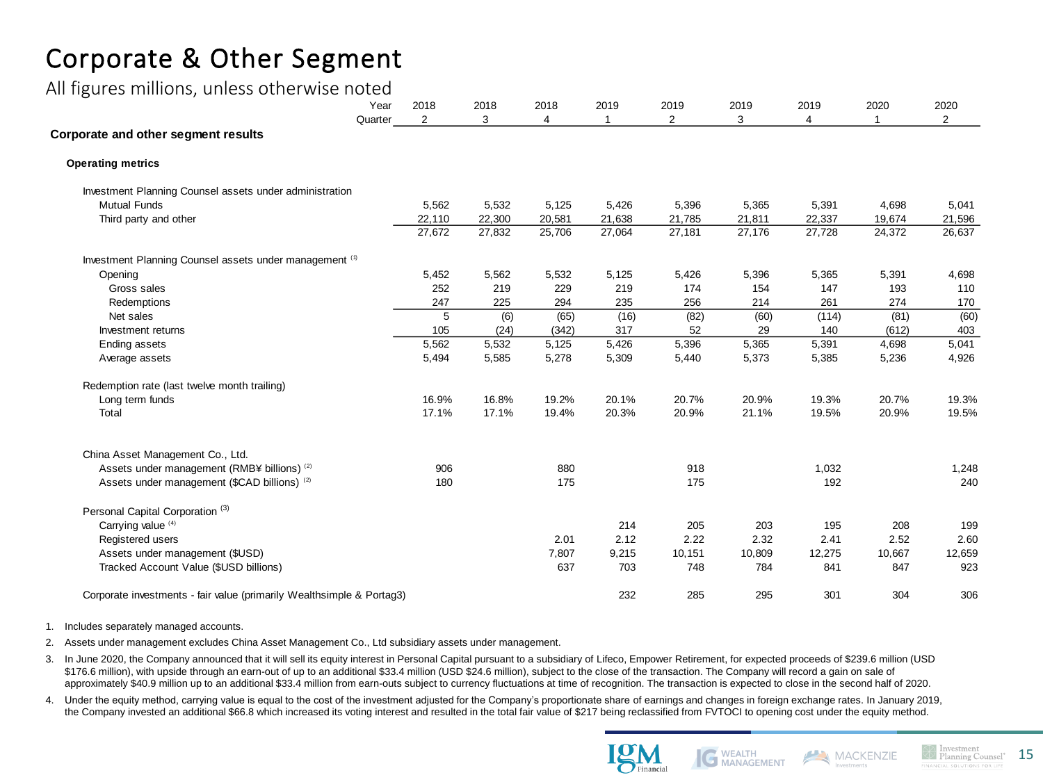# Corporate & Other Segment

All figures millions, unless otherwise noted

| Year | 2018 | 2018 | 2018 | 2019 | 2019 | 2019 | 2019 | 2020 | 2020 |
|---|---|---|---|---|---|---|---|---|---|
| Quarter | 2 | 3 | 4 | 1 | 2 | 3 | 4 | 1 | 2 |
| **Corporate and other segment results** | | | | | | | | | |
| **Operating metrics** | | | | | | | | | |
| Investment Planning Counsel assets under administration | | | | | | | | | |
| Mutual Funds | 5,562 | 5,532 | 5,125 | 5,426 | 5,396 | 5,365 | 5,391 | 4,698 | 5,041 |
| Third party and other | 22,110 | 22,300 | 20,581 | 21,638 | 21,785 | 21,811 | 22,337 | 19,674 | 21,596 |
| | 27,672 | 27,832 | 25,706 | 27,064 | 27,181 | 27,176 | 27,728 | 24,372 | 26,637 |
| Investment Planning Counsel assets under management [1] | | | | | | | | | |
| Opening | 5,452 | 5,562 | 5,532 | 5,125 | 5,426 | 5,396 | 5,365 | 5,391 | 4,698 |
| Gross sales | 252 | 219 | 229 | 219 | 174 | 154 | 147 | 193 | 110 |
| Redemptions | 247 | 225 | 294 | 235 | 256 | 214 | 261 | 274 | 170 |
| Net sales | 5 | (6) | (65) | (16) | (82) | (60) | (114) | (81) | (60) |
| Investment returns | 105 | (24) | (342) | 317 | 52 | 29 | 140 | (612) | 403 |
| Ending assets | 5,562 | 5,532 | 5,125 | 5,426 | 5,396 | 5,365 | 5,391 | 4,698 | 5,041 |
| Average assets | 5,494 | 5,585 | 5,278 | 5,309 | 5,440 | 5,373 | 5,385 | 5,236 | 4,926 |
| Redemption rate (last twelve month trailing) | | | | | | | | | |
| Long term funds | 16.9% | 16.8% | 19.2% | 20.1% | 20.7% | 20.9% | 19.3% | 20.7% | 19.3% |
| Total | 17.1% | 17.1% | 19.4% | 20.3% | 20.9% | 21.1% | 19.5% | 20.9% | 19.5% |
| China Asset Management Co., Ltd. | | | | | | | | | |
| Assets under management (RMB¥ billions) [2] | 906 | | 880 | | 918 | | 1,032 | | 1,248 |
| Assets under management ($CAD billions) [2] | 180 | | 175 | | 175 | | 192 | | 240 |
| Personal Capital Corporation [3] | | | | | | | | | |
| Carrying value [4] | | | | 214 | 205 | 203 | 195 | 208 | 199 |
| Registered users | | | 2.01 | 2.12 | 2.22 | 2.32 | 2.41 | 2.52 | 2.60 |
| Assets under management ($USD) | | | 7,807 | 9,215 | 10,151 | 10,809 | 12,275 | 10,667 | 12,659 |
| Tracked Account Value ($USD billions) | | | 637 | 703 | 748 | 784 | 841 | 847 | 923 |
| Corporate investments - fair value (primarily Wealthsimple & Portag3) | | | | 232 | 285 | 295 | 301 | 304 | 306 |

1. Includes separately managed accounts.
2. Assets under management excludes China Asset Management Co., Ltd subsidiary assets under management.
3. In June 2020, the Company announced that it will sell its equity interest in Personal Capital pursuant to a subsidiary of Lifeco, Empower Retirement, for expected proceeds of $239.6 million (USD $176.6 million), with upside through an earn-out of up to an additional $33.4 million (USD $24.6 million), subject to the close of the transaction. The Company will record a gain on sale of approximately $40.9 million up to an additional $33.4 million from earn-outs subject to currency fluctuations at time of recognition. The transaction is expected to close in the second half of 2020.
4. Under the equity method, carrying value is equal to the cost of the investment adjusted for the Company's proportionate share of earnings and changes in foreign exchange rates. In January 2019, the Company invested an additional $66.8 which increased its voting interest and resulted in the total fair value of $217 being reclassified from FVTOCI to opening cost under the equity method.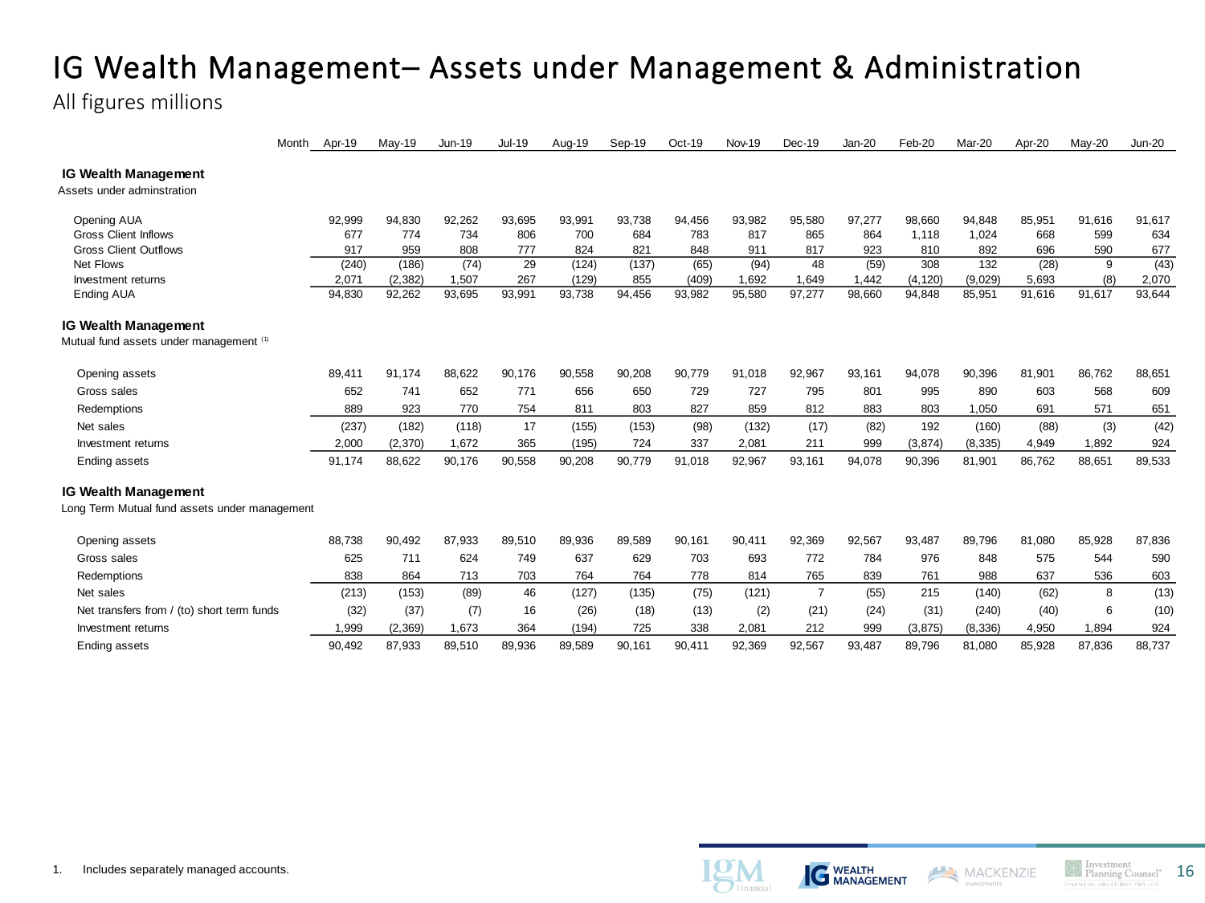# IG Wealth Management– Assets under Management & Administration

All figures millions

| Month | Apr-19 | May-19 | Jun-19 | Jul-19 | Aug-19 | Sep-19 | Oct-19 | Nov-19 | Dec-19 | Jan-20 | Feb-20 | Mar-20 | Apr-20 | May-20 | Jun-20 |
|---|---|---|---|---|---|---|---|---|---|---|---|---|---|---|---|
| **IG Wealth Management** | | | | | | | | | | | | | | | |
| Assets under adminstration | | | | | | | | | | | | | | | |
| Opening AUA | 92,999 | 94,830 | 92,262 | 93,695 | 93,991 | 93,738 | 94,456 | 93,982 | 95,580 | 97,277 | 98,660 | 94,848 | 85,951 | 91,616 | 91,617 |
| Gross Client Inflows | 677 | 774 | 734 | 806 | 700 | 684 | 783 | 817 | 865 | 864 | 1,118 | 1,024 | 668 | 599 | 634 |
| Gross Client Outflows | 917 | 959 | 808 | 777 | 824 | 821 | 848 | 911 | 817 | 923 | 810 | 892 | 696 | 590 | 677 |
| Net Flows | (240) | (186) | (74) | 29 | (124) | (137) | (65) | (94) | 48 | (59) | 308 | 132 | (28) | 9 | (43) |
| Investment returns | 2,071 | (2,382) | 1,507 | 267 | (129) | 855 | (409) | 1,692 | 1,649 | 1,442 | (4,120) | (9,029) | 5,693 | (8) | 2,070 |
| Ending AUA | 94,830 | 92,262 | 93,695 | 93,991 | 93,738 | 94,456 | 93,982 | 95,580 | 97,277 | 98,660 | 94,848 | 85,951 | 91,616 | 91,617 | 93,644 |
| **IG Wealth Management** | | | | | | | | | | | | | | | |
| Mutual fund assets under management [1] | | | | | | | | | | | | | | | |
| Opening assets | 89,411 | 91,174 | 88,622 | 90,176 | 90,558 | 90,208 | 90,779 | 91,018 | 92,967 | 93,161 | 94,078 | 90,396 | 81,901 | 86,762 | 88,651 |
| Gross sales | 652 | 741 | 652 | 771 | 656 | 650 | 729 | 727 | 795 | 801 | 995 | 890 | 603 | 568 | 609 |
| Redemptions | 889 | 923 | 770 | 754 | 811 | 803 | 827 | 859 | 812 | 883 | 803 | 1,050 | 691 | 571 | 651 |
| Net sales | (237) | (182) | (118) | 17 | (155) | (153) | (98) | (132) | (17) | (82) | 192 | (160) | (88) | (3) | (42) |
| Investment returns | 2,000 | (2,370) | 1,672 | 365 | (195) | 724 | 337 | 2,081 | 211 | 999 | (3,874) | (8,335) | 4,949 | 1,892 | 924 |
| Ending assets | 91,174 | 88,622 | 90,176 | 90,558 | 90,208 | 90,779 | 91,018 | 92,967 | 93,161 | 94,078 | 90,396 | 81,901 | 86,762 | 88,651 | 89,533 |
| **IG Wealth Management** | | | | | | | | | | | | | | | |
| Long Term Mutual fund assets under management | | | | | | | | | | | | | | | |
| Opening assets | 88,738 | 90,492 | 87,933 | 89,510 | 89,936 | 89,589 | 90,161 | 90,411 | 92,369 | 92,567 | 93,487 | 89,796 | 81,080 | 85,928 | 87,836 |
| Gross sales | 625 | 711 | 624 | 749 | 637 | 629 | 703 | 693 | 772 | 784 | 976 | 848 | 575 | 544 | 590 |
| Redemptions | 838 | 864 | 713 | 703 | 764 | 764 | 778 | 814 | 765 | 839 | 761 | 988 | 637 | 536 | 603 |
| Net sales | (213) | (153) | (89) | 46 | (127) | (135) | (75) | (121) | 7 | (55) | 215 | (140) | (62) | 8 | (13) |
| Net transfers from / (to) short term funds | (32) | (37) | (7) | 16 | (26) | (18) | (13) | (2) | (21) | (24) | (31) | (240) | (40) | 6 | (10) |
| Investment returns | 1,999 | (2,369) | 1,673 | 364 | (194) | 725 | 338 | 2,081 | 212 | 999 | (3,875) | (8,336) | 4,950 | 1,894 | 924 |
| Ending assets | 90,492 | 87,933 | 89,510 | 89,936 | 89,589 | 90,161 | 90,411 | 92,369 | 92,567 | 93,487 | 89,796 | 81,080 | 85,928 | 87,836 | 88,737 |

1. Includes separately managed accounts.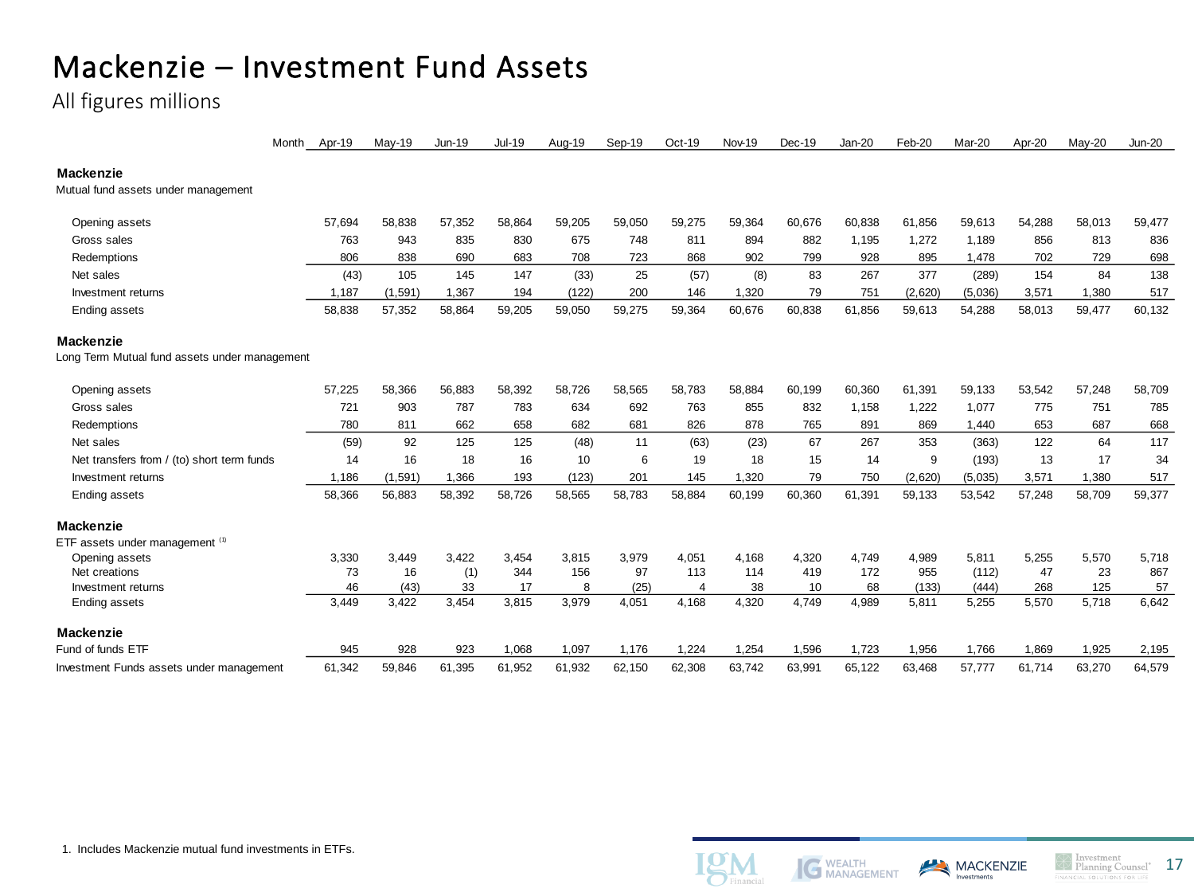# Mackenzie – Investment Fund Assets

All figures millions

| Month | Apr-19 | May-19 | Jun-19 | Jul-19 | Aug-19 | Sep-19 | Oct-19 | Nov-19 | Dec-19 | Jan-20 | Feb-20 | Mar-20 | Apr-20 | May-20 | Jun-20 |
|---|---|---|---|---|---|---|---|---|---|---|---|---|---|---|---|
| **Mackenzie** | | | | | | | | | | | | | | | |
| Mutual fund assets under management | | | | | | | | | | | | | | | |
| Opening assets | 57,694 | 58,838 | 57,352 | 58,864 | 59,205 | 59,050 | 59,275 | 59,364 | 60,676 | 60,838 | 61,856 | 59,613 | 54,288 | 58,013 | 59,477 |
| Gross sales | 763 | 943 | 835 | 830 | 675 | 748 | 811 | 894 | 882 | 1,195 | 1,272 | 1,189 | 856 | 813 | 836 |
| Redemptions | 806 | 838 | 690 | 683 | 708 | 723 | 868 | 902 | 799 | 928 | 895 | 1,478 | 702 | 729 | 698 |
| Net sales | (43) | 105 | 145 | 147 | (33) | 25 | (57) | (8) | 83 | 267 | 377 | (289) | 154 | 84 | 138 |
| Investment returns | 1,187 | (1,591) | 1,367 | 194 | (122) | 200 | 146 | 1,320 | 79 | 751 | (2,620) | (5,036) | 3,571 | 1,380 | 517 |
| Ending assets | 58,838 | 57,352 | 58,864 | 59,205 | 59,050 | 59,275 | 59,364 | 60,676 | 60,838 | 61,856 | 59,613 | 54,288 | 58,013 | 59,477 | 60,132 |
| **Mackenzie** | | | | | | | | | | | | | | | |
| Long Term Mutual fund assets under management | | | | | | | | | | | | | | | |
| Opening assets | 57,225 | 58,366 | 56,883 | 58,392 | 58,726 | 58,565 | 58,783 | 58,884 | 60,199 | 60,360 | 61,391 | 59,133 | 53,542 | 57,248 | 58,709 |
| Gross sales | 721 | 903 | 787 | 783 | 634 | 692 | 763 | 855 | 832 | 1,158 | 1,222 | 1,077 | 775 | 751 | 785 |
| Redemptions | 780 | 811 | 662 | 658 | 682 | 681 | 826 | 878 | 765 | 891 | 869 | 1,440 | 653 | 687 | 668 |
| Net sales | (59) | 92 | 125 | 125 | (48) | 11 | (63) | (23) | 67 | 267 | 353 | (363) | 122 | 64 | 117 |
| Net transfers from / (to) short term funds | 14 | 16 | 18 | 16 | 10 | 6 | 19 | 18 | 15 | 14 | 9 | (193) | 13 | 17 | 34 |
| Investment returns | 1,186 | (1,591) | 1,366 | 193 | (123) | 201 | 145 | 1,320 | 79 | 750 | (2,620) | (5,035) | 3,571 | 1,380 | 517 |
| Ending assets | 58,366 | 56,883 | 58,392 | 58,726 | 58,565 | 58,783 | 58,884 | 60,199 | 60,360 | 61,391 | 59,133 | 53,542 | 57,248 | 58,709 | 59,377 |
| **Mackenzie** | | | | | | | | | | | | | | | |
| ETF assets under management [1] | | | | | | | | | | | | | | | |
| Opening assets | 3,330 | 3,449 | 3,422 | 3,454 | 3,815 | 3,979 | 4,051 | 4,168 | 4,320 | 4,749 | 4,989 | 5,811 | 5,255 | 5,570 | 5,718 |
| Net creations | 73 | 16 | (1) | 344 | 156 | 97 | 113 | 114 | 419 | 172 | 955 | (112) | 47 | 23 | 867 |
| Investment returns | 46 | (43) | 33 | 17 | 8 | (25) | 4 | 38 | 10 | 68 | (133) | (444) | 268 | 125 | 57 |
| Ending assets | 3,449 | 3,422 | 3,454 | 3,815 | 3,979 | 4,051 | 4,168 | 4,320 | 4,749 | 4,989 | 5,811 | 5,255 | 5,570 | 5,718 | 6,642 |
| **Mackenzie** | | | | | | | | | | | | | | | |
| Fund of funds ETF | 945 | 928 | 923 | 1,068 | 1,097 | 1,176 | 1,224 | 1,254 | 1,596 | 1,723 | 1,956 | 1,766 | 1,869 | 1,925 | 2,195 |
| Investment Funds assets under management | 61,342 | 59,846 | 61,395 | 61,952 | 61,932 | 62,150 | 62,308 | 63,742 | 63,991 | 65,122 | 63,468 | 57,777 | 61,714 | 63,270 | 64,579 |

1. Includes Mackenzie mutual fund investments in ETFs.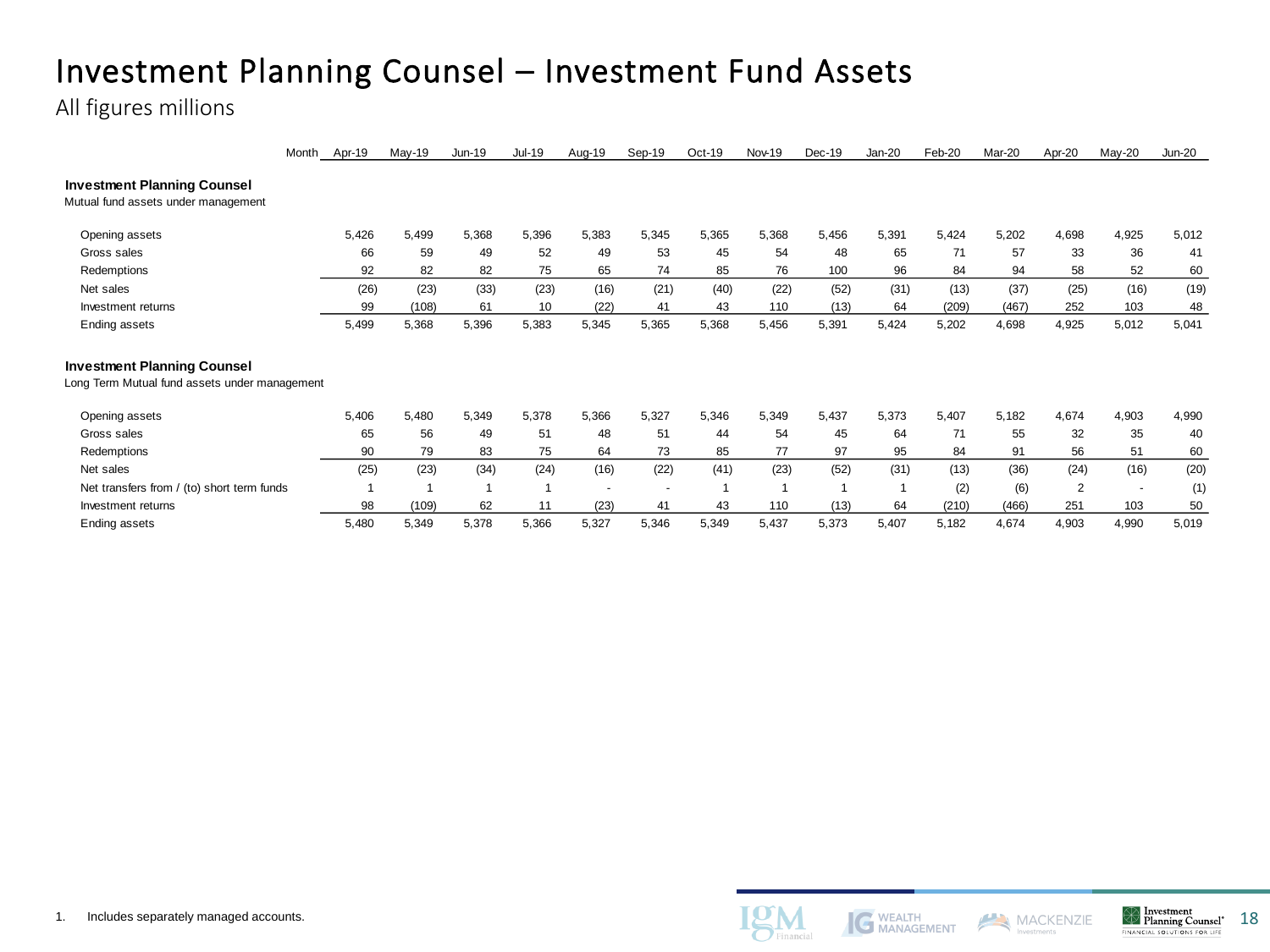# Investment Planning Counsel – Investment Fund Assets

All figures millions

| Month | Apr-19 | May-19 | Jun-19 | Jul-19 | Aug-19 | Sep-19 | Oct-19 | Nov-19 | Dec-19 | Jan-20 | Feb-20 | Mar-20 | Apr-20 | May-20 | Jun-20 |
|---|---|---|---|---|---|---|---|---|---|---|---|---|---|---|---|
| **Investment Planning Counsel** | | | | | | | | | | | | | | | |
| Mutual fund assets under management | | | | | | | | | | | | | | | |
| Opening assets | 5,426 | 5,499 | 5,368 | 5,396 | 5,383 | 5,345 | 5,365 | 5,368 | 5,456 | 5,391 | 5,424 | 5,202 | 4,698 | 4,925 | 5,012 |
| Gross sales | 66 | 59 | 49 | 52 | 49 | 53 | 45 | 54 | 48 | 65 | 71 | 57 | 33 | 36 | 41 |
| Redemptions | 92 | 82 | 82 | 75 | 65 | 74 | 85 | 76 | 100 | 96 | 84 | 94 | 58 | 52 | 60 |
| Net sales | (26) | (23) | (33) | (23) | (16) | (21) | (40) | (22) | (52) | (31) | (13) | (37) | (25) | (16) | (19) |
| Investment returns | 99 | (108) | 61 | 10 | (22) | 41 | 43 | 110 | (13) | 64 | (209) | (467) | 252 | 103 | 48 |
| Ending assets | 5,499 | 5,368 | 5,396 | 5,383 | 5,345 | 5,365 | 5,368 | 5,456 | 5,391 | 5,424 | 5,202 | 4,698 | 4,925 | 5,012 | 5,041 |
| **Investment Planning Counsel** | | | | | | | | | | | | | | | |
| Long Term Mutual fund assets under management | | | | | | | | | | | | | | | |
| Opening assets | 5,406 | 5,480 | 5,349 | 5,378 | 5,366 | 5,327 | 5,346 | 5,349 | 5,437 | 5,373 | 5,407 | 5,182 | 4,674 | 4,903 | 4,990 |
| Gross sales | 65 | 56 | 49 | 51 | 48 | 51 | 44 | 54 | 45 | 64 | 71 | 55 | 32 | 35 | 40 |
| Redemptions | 90 | 79 | 83 | 75 | 64 | 73 | 85 | 77 | 97 | 95 | 84 | 91 | 56 | 51 | 60 |
| Net sales | (25) | (23) | (34) | (24) | (16) | (22) | (41) | (23) | (52) | (31) | (13) | (36) | (24) | (16) | (20) |
| Net transfers from / (to) short term funds | 1 | 1 | 1 | 1 | - | - | 1 | 1 | 1 | 1 | (2) | (6) | 2 | - | (1) |
| Investment returns | 98 | (109) | 62 | 11 | (23) | 41 | 43 | 110 | (13) | 64 | (210) | (466) | 251 | 103 | 50 |
| Ending assets | 5,480 | 5,349 | 5,378 | 5,366 | 5,327 | 5,346 | 5,349 | 5,437 | 5,373 | 5,407 | 5,182 | 4,674 | 4,903 | 4,990 | 5,019 |

1. Includes separately managed accounts.